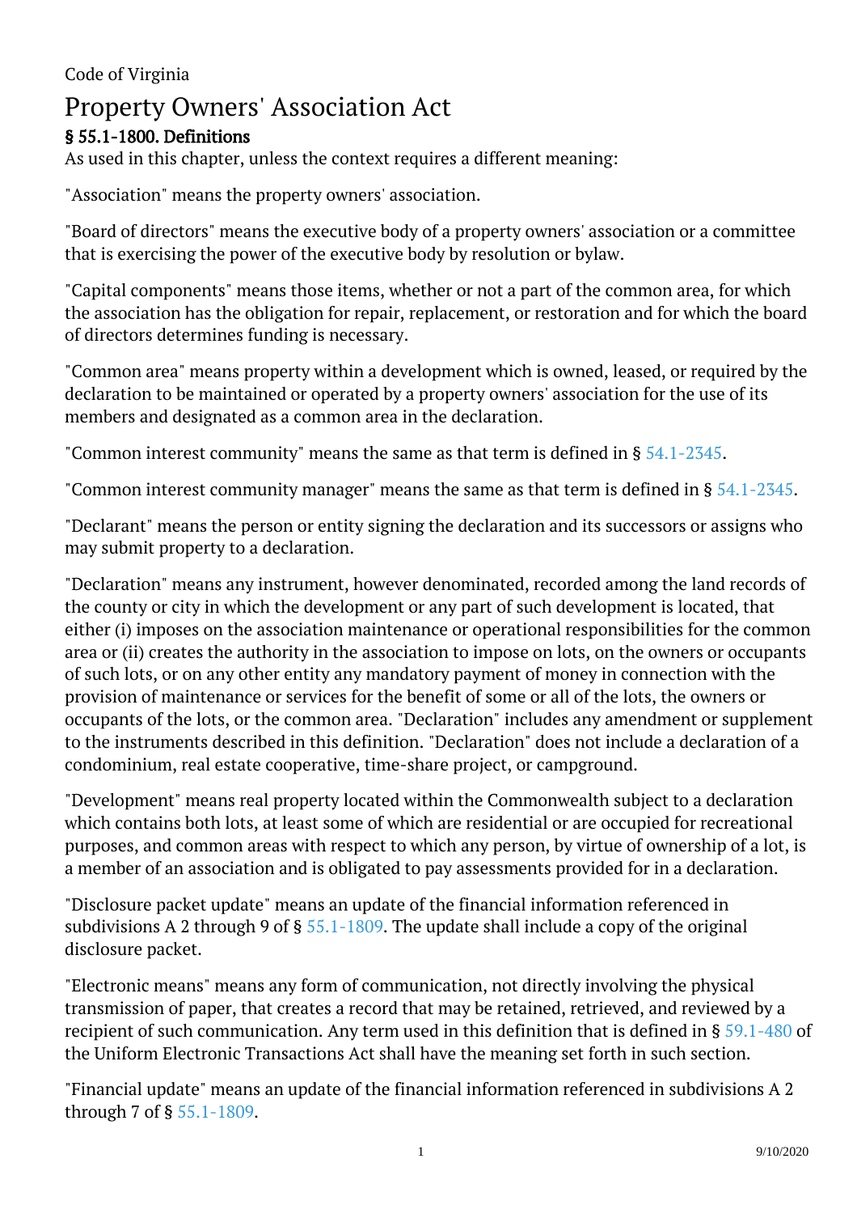Code of Virginia

# Property Owners' Association Act

## § 55.1-1800. Definitions

As used in this chapter, unless the context requires a different meaning:

"Association" means the property owners' association.

"Board of directors" means the executive body of a property owners' association or a committee that is exercising the power of the executive body by resolution or bylaw.

"Capital components" means those items, whether or not a part of the common area, for which the association has the obligation for repair, replacement, or restoration and for which the board of directors determines funding is necessary.

"Common area" means property within a development which is owned, leased, or required by the declaration to be maintained or operated by a property owners' association for the use of its members and designated as a common area in the declaration.

"Common interest community" means the same as that term is defined in § 54.1-2345.

"Common interest community manager" means the same as that term is defined in § 54.1-2345.

"Declarant" means the person or entity signing the declaration and its successors or assigns who may submit property to a declaration.

"Declaration" means any instrument, however denominated, recorded among the land records of the county or city in which the development or any part of such development is located, that either (i) imposes on the association maintenance or operational responsibilities for the common area or (ii) creates the authority in the association to impose on lots, on the owners or occupants of such lots, or on any other entity any mandatory payment of money in connection with the provision of maintenance or services for the benefit of some or all of the lots, the owners or occupants of the lots, or the common area. "Declaration" includes any amendment or supplement to the instruments described in this definition. "Declaration" does not include a declaration of a condominium, real estate cooperative, time-share project, or campground.

"Development" means real property located within the Commonwealth subject to a declaration which contains both lots, at least some of which are residential or are occupied for recreational purposes, and common areas with respect to which any person, by virtue of ownership of a lot, is a member of an association and is obligated to pay assessments provided for in a declaration.

"Disclosure packet update" means an update of the financial information referenced in subdivisions A 2 through 9 of § 55.1-1809. The update shall include a copy of the original disclosure packet.

"Electronic means" means any form of communication, not directly involving the physical transmission of paper, that creates a record that may be retained, retrieved, and reviewed by a recipient of such communication. Any term used in this definition that is defined in § 59.1-480 of the Uniform Electronic Transactions Act shall have the meaning set forth in such section.

"Financial update" means an update of the financial information referenced in subdivisions A 2 through 7 of § 55.1-1809.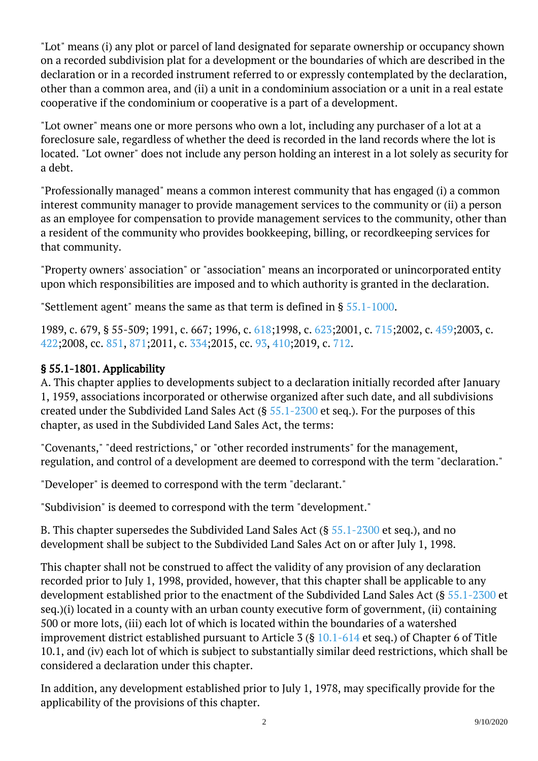"Lot" means (i) any plot or parcel of land designated for separate ownership or occupancy shown on a recorded subdivision plat for a development or the boundaries of which are described in the declaration or in a recorded instrument referred to or expressly contemplated by the declaration, other than a common area, and (ii) a unit in a condominium association or a unit in a real estate cooperative if the condominium or cooperative is a part of a development.

"Lot owner" means one or more persons who own a lot, including any purchaser of a lot at a foreclosure sale, regardless of whether the deed is recorded in the land records where the lot is located. "Lot owner" does not include any person holding an interest in a lot solely as security for a debt.

"Professionally managed" means a common interest community that has engaged (i) a common interest community manager to provide management services to the community or (ii) a person as an employee for compensation to provide management services to the community, other than a resident of the community who provides bookkeeping, billing, or recordkeeping services for that community.

"Property owners' association" or "association" means an incorporated or unincorporated entity upon which responsibilities are imposed and to which authority is granted in the declaration.

"Settlement agent" means the same as that term is defined in § 55.1-1000.

1989, c. 679, § 55-509; 1991, c. 667; 1996, c. 618;1998, c. 623;2001, c. 715;2002, c. 459;2003, c. 422;2008, cc. 851, 871;2011, c. 334;2015, cc. 93, 410;2019, c. 712.

### § 55.1-1801. Applicability

A. This chapter applies to developments subject to a declaration initially recorded after January 1, 1959, associations incorporated or otherwise organized after such date, and all subdivisions created under the Subdivided Land Sales Act (§ 55.1-2300 et seq.). For the purposes of this chapter, as used in the Subdivided Land Sales Act, the terms:

"Covenants," "deed restrictions," or "other recorded instruments" for the management, regulation, and control of a development are deemed to correspond with the term "declaration."

"Developer" is deemed to correspond with the term "declarant."

"Subdivision" is deemed to correspond with the term "development."

B. This chapter supersedes the Subdivided Land Sales Act (§ 55.1-2300 et seq.), and no development shall be subject to the Subdivided Land Sales Act on or after July 1, 1998.

This chapter shall not be construed to affect the validity of any provision of any declaration recorded prior to July 1, 1998, provided, however, that this chapter shall be applicable to any development established prior to the enactment of the Subdivided Land Sales Act (§ 55.1-2300 et seq.)(i) located in a county with an urban county executive form of government, (ii) containing 500 or more lots, (iii) each lot of which is located within the boundaries of a watershed improvement district established pursuant to Article 3 (§ 10.1-614 et seq.) of Chapter 6 of Title 10.1, and (iv) each lot of which is subject to substantially similar deed restrictions, which shall be considered a declaration under this chapter.

In addition, any development established prior to July 1, 1978, may specifically provide for the applicability of the provisions of this chapter.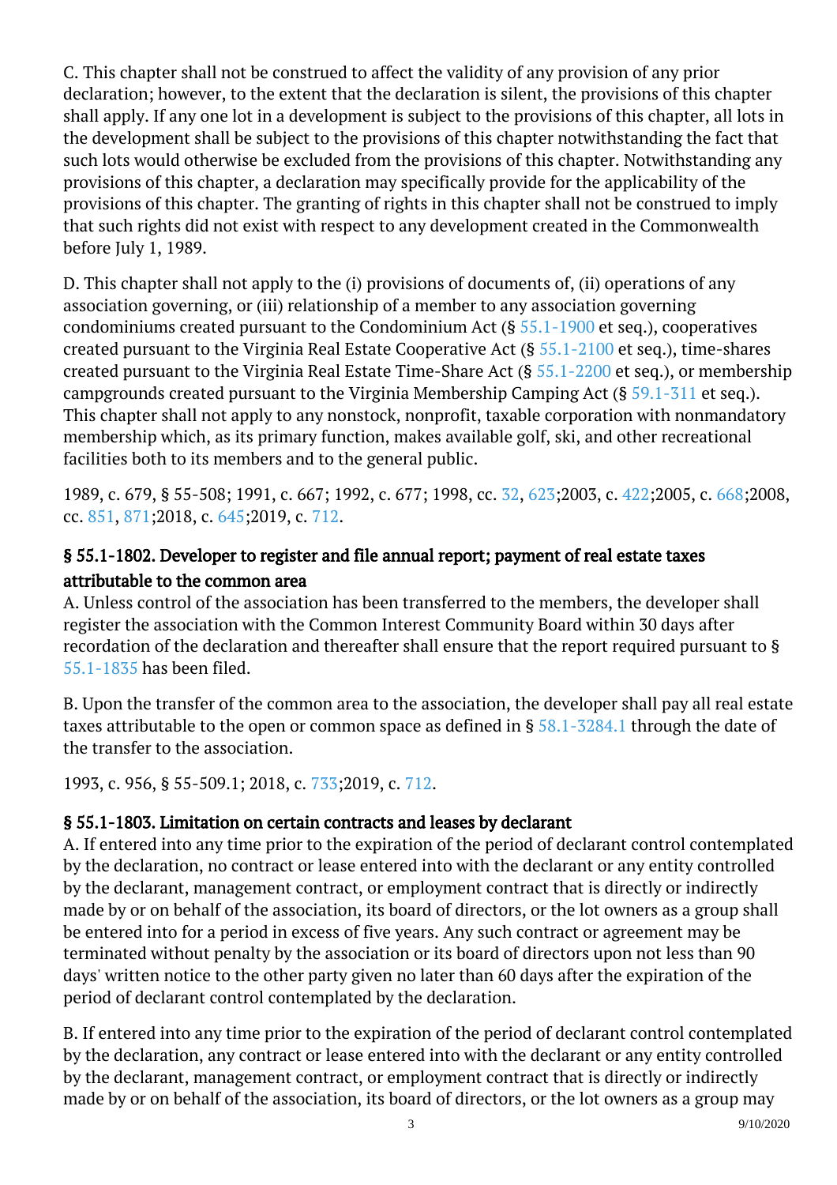C. This chapter shall not be construed to affect the validity of any provision of any prior declaration; however, to the extent that the declaration is silent, the provisions of this chapter shall apply. If any one lot in a development is subject to the provisions of this chapter, all lots in the development shall be subject to the provisions of this chapter notwithstanding the fact that such lots would otherwise be excluded from the provisions of this chapter. Notwithstanding any provisions of this chapter, a declaration may specifically provide for the applicability of the provisions of this chapter. The granting of rights in this chapter shall not be construed to imply that such rights did not exist with respect to any development created in the Commonwealth before July 1, 1989.

D. This chapter shall not apply to the (i) provisions of documents of, (ii) operations of any association governing, or (iii) relationship of a member to any association governing condominiums created pursuant to the Condominium Act (§ 55.1-1900 et seq.), cooperatives created pursuant to the Virginia Real Estate Cooperative Act (§ 55.1-2100 et seq.), time-shares created pursuant to the Virginia Real Estate Time-Share Act (§ 55.1-2200 et seq.), or membership campgrounds created pursuant to the Virginia Membership Camping Act (§ 59.1-311 et seq.). This chapter shall not apply to any nonstock, nonprofit, taxable corporation with nonmandatory membership which, as its primary function, makes available golf, ski, and other recreational facilities both to its members and to the general public.

1989, c. 679, § 55-508; 1991, c. 667; 1992, c. 677; 1998, cc. 32, 623;2003, c. 422;2005, c. 668;2008, cc. 851, 871;2018, c. 645;2019, c. 712.

### § 55.1-1802. Developer to register and file annual report; payment of real estate taxes attributable to the common area

A. Unless control of the association has been transferred to the members, the developer shall register the association with the Common Interest Community Board within 30 days after recordation of the declaration and thereafter shall ensure that the report required pursuant to § 55.1-1835 has been filed.

B. Upon the transfer of the common area to the association, the developer shall pay all real estate taxes attributable to the open or common space as defined in § 58.1-3284.1 through the date of the transfer to the association.

1993, c. 956, § 55-509.1; 2018, c. 733;2019, c. 712.

### § 55.1-1803. Limitation on certain contracts and leases by declarant

A. If entered into any time prior to the expiration of the period of declarant control contemplated by the declaration, no contract or lease entered into with the declarant or any entity controlled by the declarant, management contract, or employment contract that is directly or indirectly made by or on behalf of the association, its board of directors, or the lot owners as a group shall be entered into for a period in excess of five years. Any such contract or agreement may be terminated without penalty by the association or its board of directors upon not less than 90 days' written notice to the other party given no later than 60 days after the expiration of the period of declarant control contemplated by the declaration.

B. If entered into any time prior to the expiration of the period of declarant control contemplated by the declaration, any contract or lease entered into with the declarant or any entity controlled by the declarant, management contract, or employment contract that is directly or indirectly made by or on behalf of the association, its board of directors, or the lot owners as a group may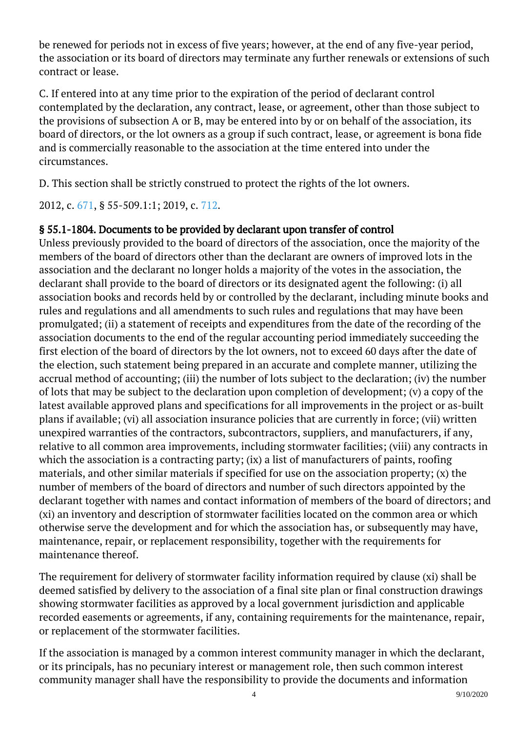be renewed for periods not in excess of five years; however, at the end of any five-year period, the association or its board of directors may terminate any further renewals or extensions of such contract or lease.

C. If entered into at any time prior to the expiration of the period of declarant control contemplated by the declaration, any contract, lease, or agreement, other than those subject to the provisions of subsection A or B, may be entered into by or on behalf of the association, its board of directors, or the lot owners as a group if such contract, lease, or agreement is bona fide and is commercially reasonable to the association at the time entered into under the circumstances.

D. This section shall be strictly construed to protect the rights of the lot owners.

2012, c. 671, § 55-509.1:1; 2019, c. 712.

### § 55.1-1804. Documents to be provided by declarant upon transfer of control

Unless previously provided to the board of directors of the association, once the majority of the members of the board of directors other than the declarant are owners of improved lots in the association and the declarant no longer holds a majority of the votes in the association, the declarant shall provide to the board of directors or its designated agent the following: (i) all association books and records held by or controlled by the declarant, including minute books and rules and regulations and all amendments to such rules and regulations that may have been promulgated; (ii) a statement of receipts and expenditures from the date of the recording of the association documents to the end of the regular accounting period immediately succeeding the first election of the board of directors by the lot owners, not to exceed 60 days after the date of the election, such statement being prepared in an accurate and complete manner, utilizing the accrual method of accounting; (iii) the number of lots subject to the declaration; (iv) the number of lots that may be subject to the declaration upon completion of development; (v) a copy of the latest available approved plans and specifications for all improvements in the project or as-built plans if available; (vi) all association insurance policies that are currently in force; (vii) written unexpired warranties of the contractors, subcontractors, suppliers, and manufacturers, if any, relative to all common area improvements, including stormwater facilities; (viii) any contracts in which the association is a contracting party; (ix) a list of manufacturers of paints, roofing materials, and other similar materials if specified for use on the association property; (x) the number of members of the board of directors and number of such directors appointed by the declarant together with names and contact information of members of the board of directors; and (xi) an inventory and description of stormwater facilities located on the common area or which otherwise serve the development and for which the association has, or subsequently may have, maintenance, repair, or replacement responsibility, together with the requirements for maintenance thereof.

The requirement for delivery of stormwater facility information required by clause (xi) shall be deemed satisfied by delivery to the association of a final site plan or final construction drawings showing stormwater facilities as approved by a local government jurisdiction and applicable recorded easements or agreements, if any, containing requirements for the maintenance, repair, or replacement of the stormwater facilities.

If the association is managed by a common interest community manager in which the declarant, or its principals, has no pecuniary interest or management role, then such common interest community manager shall have the responsibility to provide the documents and information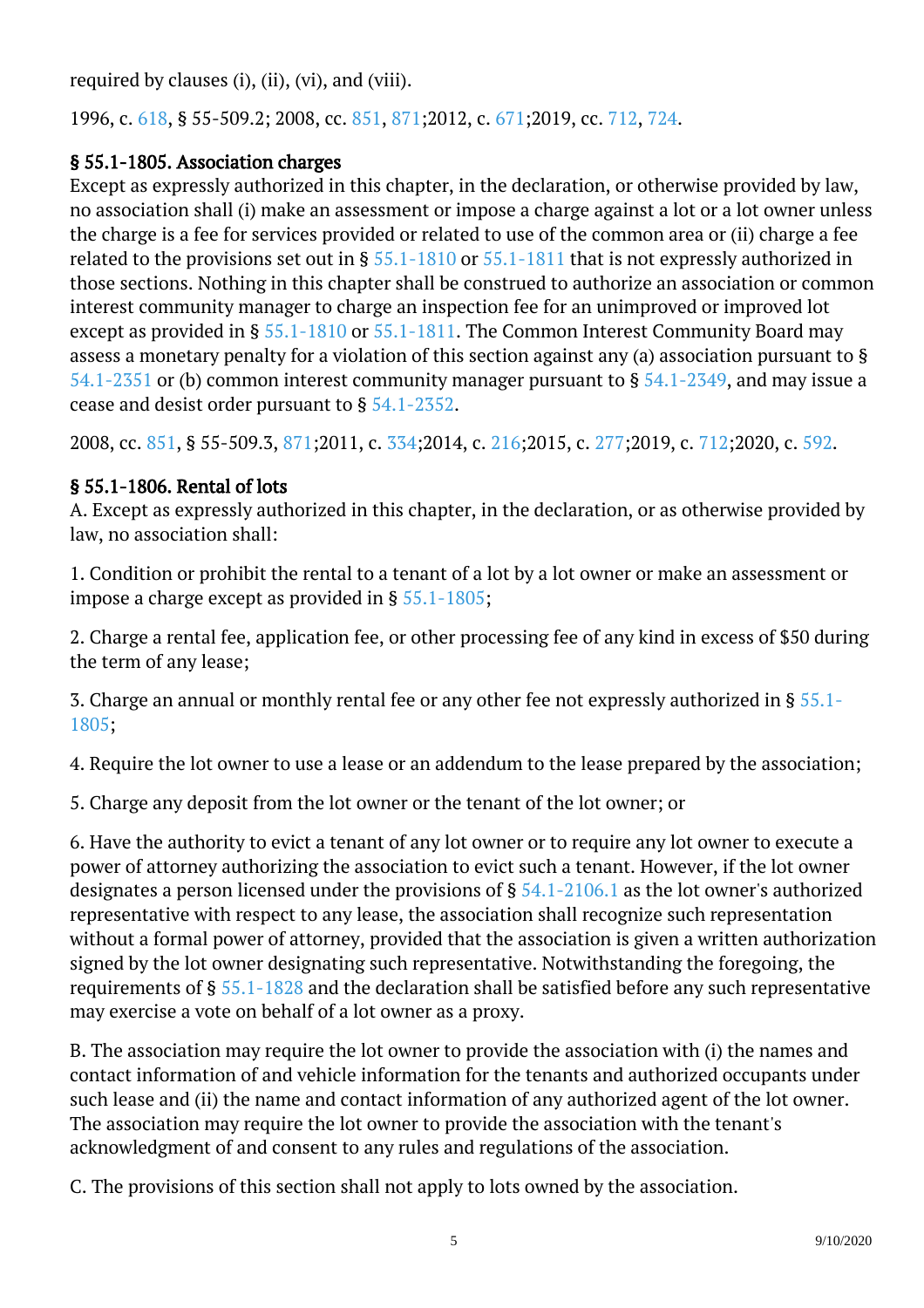required by clauses (i), (ii), (vi), and (viii).

1996, c. 618, § 55-509.2; 2008, cc. 851, 871;2012, c. 671;2019, cc. 712, 724.

### § 55.1-1805. Association charges

Except as expressly authorized in this chapter, in the declaration, or otherwise provided by law, no association shall (i) make an assessment or impose a charge against a lot or a lot owner unless the charge is a fee for services provided or related to use of the common area or (ii) charge a fee related to the provisions set out in § 55.1-1810 or 55.1-1811 that is not expressly authorized in those sections. Nothing in this chapter shall be construed to authorize an association or common interest community manager to charge an inspection fee for an unimproved or improved lot except as provided in § 55.1-1810 or 55.1-1811. The Common Interest Community Board may assess a monetary penalty for a violation of this section against any (a) association pursuant to § 54.1-2351 or (b) common interest community manager pursuant to § 54.1-2349, and may issue a cease and desist order pursuant to § 54.1-2352.

2008, cc. 851, § 55-509.3, 871;2011, c. 334;2014, c. 216;2015, c. 277;2019, c. 712;2020, c. 592.

### § 55.1-1806. Rental of lots

A. Except as expressly authorized in this chapter, in the declaration, or as otherwise provided by law, no association shall:

1. Condition or prohibit the rental to a tenant of a lot by a lot owner or make an assessment or impose a charge except as provided in § 55.1-1805;

2. Charge a rental fee, application fee, or other processing fee of any kind in excess of $50 during the term of any lease;

3. Charge an annual or monthly rental fee or any other fee not expressly authorized in § 55.1-1805;

4. Require the lot owner to use a lease or an addendum to the lease prepared by the association;

5. Charge any deposit from the lot owner or the tenant of the lot owner; or

6. Have the authority to evict a tenant of any lot owner or to require any lot owner to execute a power of attorney authorizing the association to evict such a tenant. However, if the lot owner designates a person licensed under the provisions of § 54.1-2106.1 as the lot owner's authorized representative with respect to any lease, the association shall recognize such representation without a formal power of attorney, provided that the association is given a written authorization signed by the lot owner designating such representative. Notwithstanding the foregoing, the requirements of § 55.1-1828 and the declaration shall be satisfied before any such representative may exercise a vote on behalf of a lot owner as a proxy.

B. The association may require the lot owner to provide the association with (i) the names and contact information of and vehicle information for the tenants and authorized occupants under such lease and (ii) the name and contact information of any authorized agent of the lot owner. The association may require the lot owner to provide the association with the tenant's acknowledgment of and consent to any rules and regulations of the association.

C. The provisions of this section shall not apply to lots owned by the association.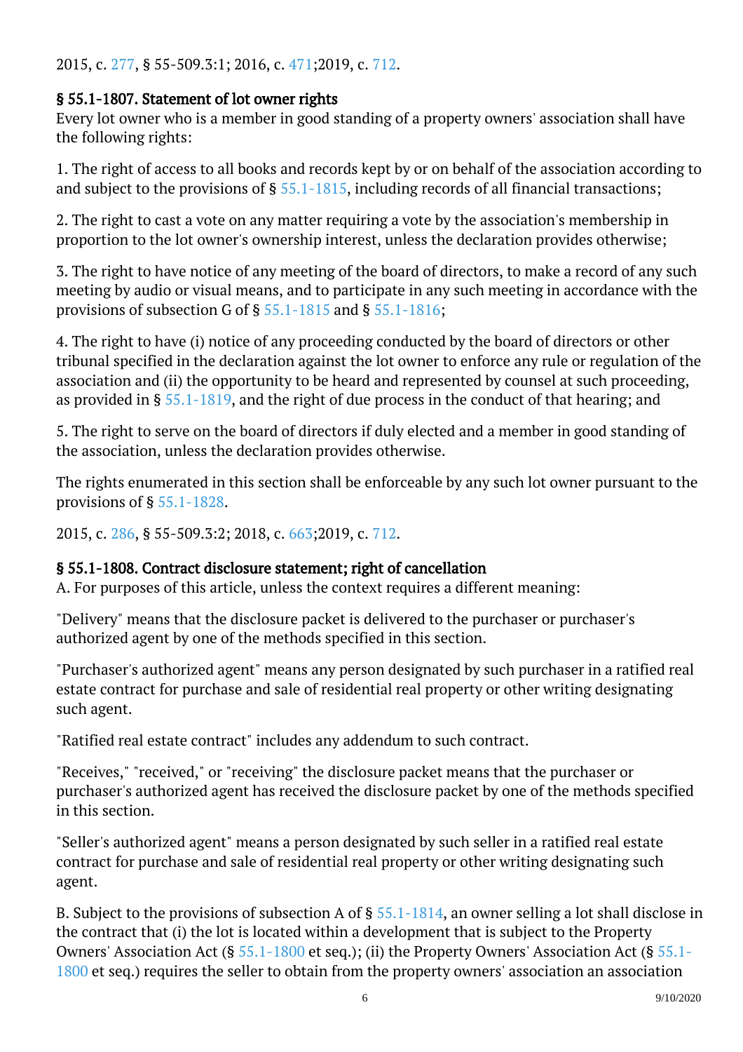2015, c. 277, § 55-509.3:1; 2016, c. 471;2019, c. 712.

### § 55.1-1807. Statement of lot owner rights

Every lot owner who is a member in good standing of a property owners' association shall have the following rights:

1. The right of access to all books and records kept by or on behalf of the association according to and subject to the provisions of § 55.1-1815, including records of all financial transactions;

2. The right to cast a vote on any matter requiring a vote by the association's membership in proportion to the lot owner's ownership interest, unless the declaration provides otherwise;

3. The right to have notice of any meeting of the board of directors, to make a record of any such meeting by audio or visual means, and to participate in any such meeting in accordance with the provisions of subsection G of § 55.1-1815 and § 55.1-1816;

4. The right to have (i) notice of any proceeding conducted by the board of directors or other tribunal specified in the declaration against the lot owner to enforce any rule or regulation of the association and (ii) the opportunity to be heard and represented by counsel at such proceeding, as provided in § 55.1-1819, and the right of due process in the conduct of that hearing; and

5. The right to serve on the board of directors if duly elected and a member in good standing of the association, unless the declaration provides otherwise.

The rights enumerated in this section shall be enforceable by any such lot owner pursuant to the provisions of § 55.1-1828.

2015, c. 286, § 55-509.3:2; 2018, c. 663;2019, c. 712.

### § 55.1-1808. Contract disclosure statement; right of cancellation

A. For purposes of this article, unless the context requires a different meaning:

"Delivery" means that the disclosure packet is delivered to the purchaser or purchaser's authorized agent by one of the methods specified in this section.

"Purchaser's authorized agent" means any person designated by such purchaser in a ratified real estate contract for purchase and sale of residential real property or other writing designating such agent.

"Ratified real estate contract" includes any addendum to such contract.

"Receives," "received," or "receiving" the disclosure packet means that the purchaser or purchaser's authorized agent has received the disclosure packet by one of the methods specified in this section.

"Seller's authorized agent" means a person designated by such seller in a ratified real estate contract for purchase and sale of residential real property or other writing designating such agent.

B. Subject to the provisions of subsection A of § 55.1-1814, an owner selling a lot shall disclose in the contract that (i) the lot is located within a development that is subject to the Property Owners' Association Act (§ 55.1-1800 et seq.); (ii) the Property Owners' Association Act (§ 55.1-1800 et seq.) requires the seller to obtain from the property owners' association an association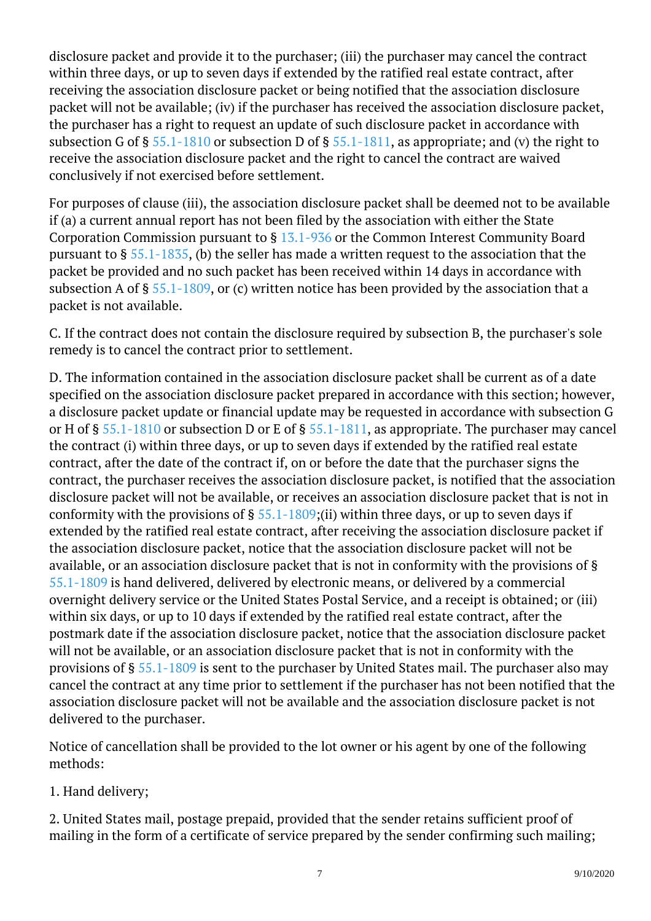disclosure packet and provide it to the purchaser; (iii) the purchaser may cancel the contract within three days, or up to seven days if extended by the ratified real estate contract, after receiving the association disclosure packet or being notified that the association disclosure packet will not be available; (iv) if the purchaser has received the association disclosure packet, the purchaser has a right to request an update of such disclosure packet in accordance with subsection G of § 55.1-1810 or subsection D of § 55.1-1811, as appropriate; and (v) the right to receive the association disclosure packet and the right to cancel the contract are waived conclusively if not exercised before settlement.

For purposes of clause (iii), the association disclosure packet shall be deemed not to be available if (a) a current annual report has not been filed by the association with either the State Corporation Commission pursuant to § 13.1-936 or the Common Interest Community Board pursuant to § 55.1-1835, (b) the seller has made a written request to the association that the packet be provided and no such packet has been received within 14 days in accordance with subsection A of § 55.1-1809, or (c) written notice has been provided by the association that a packet is not available.

C. If the contract does not contain the disclosure required by subsection B, the purchaser's sole remedy is to cancel the contract prior to settlement.

D. The information contained in the association disclosure packet shall be current as of a date specified on the association disclosure packet prepared in accordance with this section; however, a disclosure packet update or financial update may be requested in accordance with subsection G or H of § 55.1-1810 or subsection D or E of § 55.1-1811, as appropriate. The purchaser may cancel the contract (i) within three days, or up to seven days if extended by the ratified real estate contract, after the date of the contract if, on or before the date that the purchaser signs the contract, the purchaser receives the association disclosure packet, is notified that the association disclosure packet will not be available, or receives an association disclosure packet that is not in conformity with the provisions of § 55.1-1809;(ii) within three days, or up to seven days if extended by the ratified real estate contract, after receiving the association disclosure packet if the association disclosure packet, notice that the association disclosure packet will not be available, or an association disclosure packet that is not in conformity with the provisions of § 55.1-1809 is hand delivered, delivered by electronic means, or delivered by a commercial overnight delivery service or the United States Postal Service, and a receipt is obtained; or (iii) within six days, or up to 10 days if extended by the ratified real estate contract, after the postmark date if the association disclosure packet, notice that the association disclosure packet will not be available, or an association disclosure packet that is not in conformity with the provisions of § 55.1-1809 is sent to the purchaser by United States mail. The purchaser also may cancel the contract at any time prior to settlement if the purchaser has not been notified that the association disclosure packet will not be available and the association disclosure packet is not delivered to the purchaser.

Notice of cancellation shall be provided to the lot owner or his agent by one of the following methods:

1. Hand delivery;

2. United States mail, postage prepaid, provided that the sender retains sufficient proof of mailing in the form of a certificate of service prepared by the sender confirming such mailing;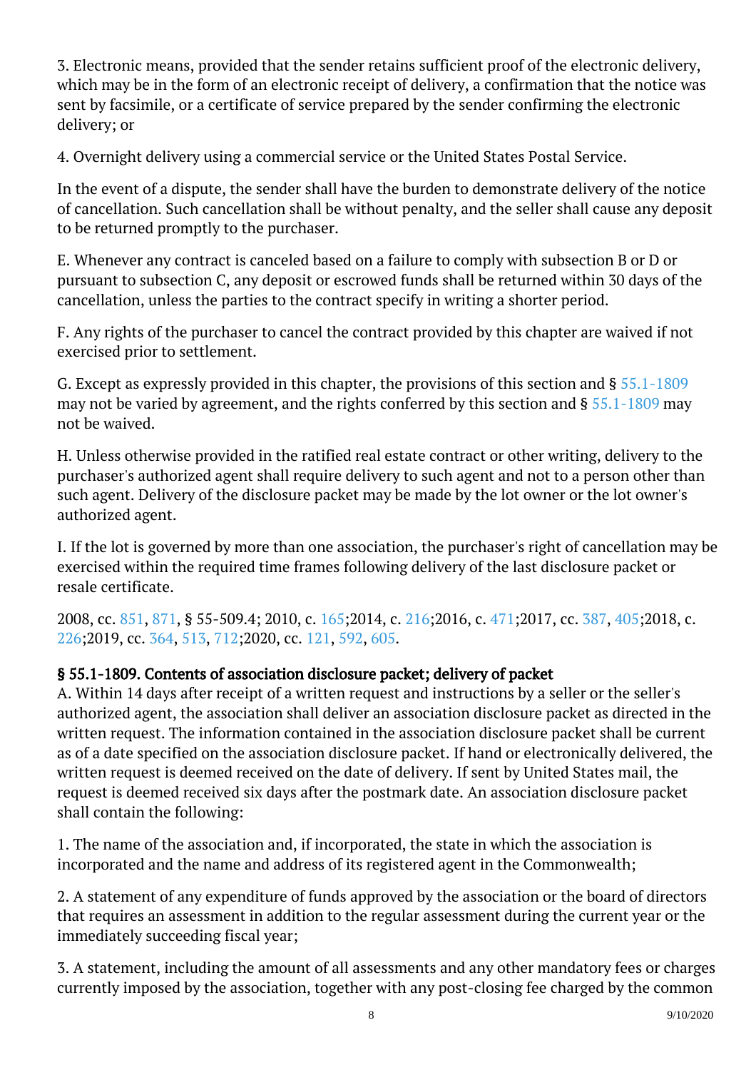3. Electronic means, provided that the sender retains sufficient proof of the electronic delivery, which may be in the form of an electronic receipt of delivery, a confirmation that the notice was sent by facsimile, or a certificate of service prepared by the sender confirming the electronic delivery; or

4. Overnight delivery using a commercial service or the United States Postal Service.

In the event of a dispute, the sender shall have the burden to demonstrate delivery of the notice of cancellation. Such cancellation shall be without penalty, and the seller shall cause any deposit to be returned promptly to the purchaser.

E. Whenever any contract is canceled based on a failure to comply with subsection B or D or pursuant to subsection C, any deposit or escrowed funds shall be returned within 30 days of the cancellation, unless the parties to the contract specify in writing a shorter period.

F. Any rights of the purchaser to cancel the contract provided by this chapter are waived if not exercised prior to settlement.

G. Except as expressly provided in this chapter, the provisions of this section and § 55.1-1809 may not be varied by agreement, and the rights conferred by this section and § 55.1-1809 may not be waived.

H. Unless otherwise provided in the ratified real estate contract or other writing, delivery to the purchaser's authorized agent shall require delivery to such agent and not to a person other than such agent. Delivery of the disclosure packet may be made by the lot owner or the lot owner's authorized agent.

I. If the lot is governed by more than one association, the purchaser's right of cancellation may be exercised within the required time frames following delivery of the last disclosure packet or resale certificate.

2008, cc. 851, 871, § 55-509.4; 2010, c. 165;2014, c. 216;2016, c. 471;2017, cc. 387, 405;2018, c. 226;2019, cc. 364, 513, 712;2020, cc. 121, 592, 605.

### § 55.1-1809. Contents of association disclosure packet; delivery of packet

A. Within 14 days after receipt of a written request and instructions by a seller or the seller's authorized agent, the association shall deliver an association disclosure packet as directed in the written request. The information contained in the association disclosure packet shall be current as of a date specified on the association disclosure packet. If hand or electronically delivered, the written request is deemed received on the date of delivery. If sent by United States mail, the request is deemed received six days after the postmark date. An association disclosure packet shall contain the following:

1. The name of the association and, if incorporated, the state in which the association is incorporated and the name and address of its registered agent in the Commonwealth;

2. A statement of any expenditure of funds approved by the association or the board of directors that requires an assessment in addition to the regular assessment during the current year or the immediately succeeding fiscal year;

3. A statement, including the amount of all assessments and any other mandatory fees or charges currently imposed by the association, together with any post-closing fee charged by the common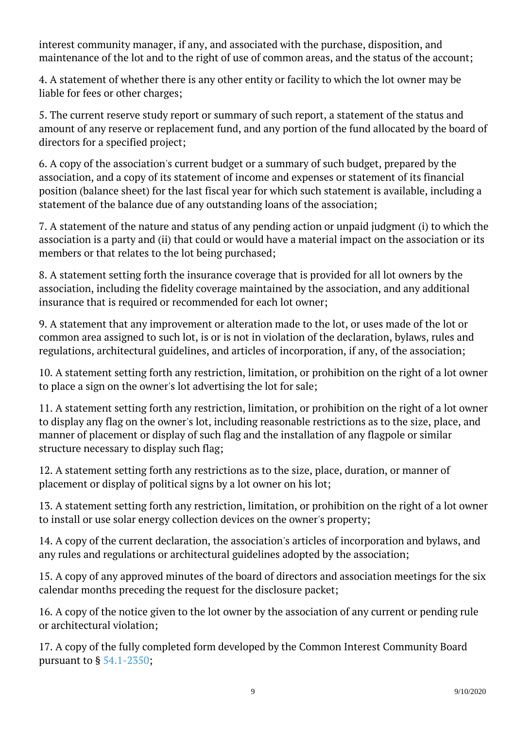interest community manager, if any, and associated with the purchase, disposition, and maintenance of the lot and to the right of use of common areas, and the status of the account;

4. A statement of whether there is any other entity or facility to which the lot owner may be liable for fees or other charges;

5. The current reserve study report or summary of such report, a statement of the status and amount of any reserve or replacement fund, and any portion of the fund allocated by the board of directors for a specified project;

6. A copy of the association's current budget or a summary of such budget, prepared by the association, and a copy of its statement of income and expenses or statement of its financial position (balance sheet) for the last fiscal year for which such statement is available, including a statement of the balance due of any outstanding loans of the association;

7. A statement of the nature and status of any pending action or unpaid judgment (i) to which the association is a party and (ii) that could or would have a material impact on the association or its members or that relates to the lot being purchased;

8. A statement setting forth the insurance coverage that is provided for all lot owners by the association, including the fidelity coverage maintained by the association, and any additional insurance that is required or recommended for each lot owner;

9. A statement that any improvement or alteration made to the lot, or uses made of the lot or common area assigned to such lot, is or is not in violation of the declaration, bylaws, rules and regulations, architectural guidelines, and articles of incorporation, if any, of the association;

10. A statement setting forth any restriction, limitation, or prohibition on the right of a lot owner to place a sign on the owner's lot advertising the lot for sale;

11. A statement setting forth any restriction, limitation, or prohibition on the right of a lot owner to display any flag on the owner's lot, including reasonable restrictions as to the size, place, and manner of placement or display of such flag and the installation of any flagpole or similar structure necessary to display such flag;

12. A statement setting forth any restrictions as to the size, place, duration, or manner of placement or display of political signs by a lot owner on his lot;

13. A statement setting forth any restriction, limitation, or prohibition on the right of a lot owner to install or use solar energy collection devices on the owner's property;

14. A copy of the current declaration, the association's articles of incorporation and bylaws, and any rules and regulations or architectural guidelines adopted by the association;

15. A copy of any approved minutes of the board of directors and association meetings for the six calendar months preceding the request for the disclosure packet;

16. A copy of the notice given to the lot owner by the association of any current or pending rule or architectural violation;

17. A copy of the fully completed form developed by the Common Interest Community Board pursuant to § 54.1-2350;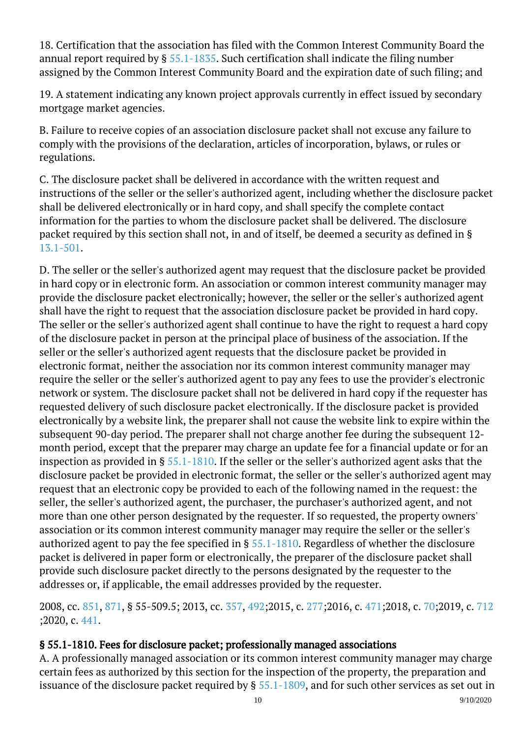18. Certification that the association has filed with the Common Interest Community Board the annual report required by § 55.1-1835. Such certification shall indicate the filing number assigned by the Common Interest Community Board and the expiration date of such filing; and

19. A statement indicating any known project approvals currently in effect issued by secondary mortgage market agencies.

B. Failure to receive copies of an association disclosure packet shall not excuse any failure to comply with the provisions of the declaration, articles of incorporation, bylaws, or rules or regulations.

C. The disclosure packet shall be delivered in accordance with the written request and instructions of the seller or the seller's authorized agent, including whether the disclosure packet shall be delivered electronically or in hard copy, and shall specify the complete contact information for the parties to whom the disclosure packet shall be delivered. The disclosure packet required by this section shall not, in and of itself, be deemed a security as defined in § 13.1-501.

D. The seller or the seller's authorized agent may request that the disclosure packet be provided in hard copy or in electronic form. An association or common interest community manager may provide the disclosure packet electronically; however, the seller or the seller's authorized agent shall have the right to request that the association disclosure packet be provided in hard copy. The seller or the seller's authorized agent shall continue to have the right to request a hard copy of the disclosure packet in person at the principal place of business of the association. If the seller or the seller's authorized agent requests that the disclosure packet be provided in electronic format, neither the association nor its common interest community manager may require the seller or the seller's authorized agent to pay any fees to use the provider's electronic network or system. The disclosure packet shall not be delivered in hard copy if the requester has requested delivery of such disclosure packet electronically. If the disclosure packet is provided electronically by a website link, the preparer shall not cause the website link to expire within the subsequent 90-day period. The preparer shall not charge another fee during the subsequent 12-month period, except that the preparer may charge an update fee for a financial update or for an inspection as provided in § 55.1-1810. If the seller or the seller's authorized agent asks that the disclosure packet be provided in electronic format, the seller or the seller's authorized agent may request that an electronic copy be provided to each of the following named in the request: the seller, the seller's authorized agent, the purchaser, the purchaser's authorized agent, and not more than one other person designated by the requester. If so requested, the property owners' association or its common interest community manager may require the seller or the seller's authorized agent to pay the fee specified in § 55.1-1810. Regardless of whether the disclosure packet is delivered in paper form or electronically, the preparer of the disclosure packet shall provide such disclosure packet directly to the persons designated by the requester to the addresses or, if applicable, the email addresses provided by the requester.

2008, cc. 851, 871, § 55-509.5; 2013, cc. 357, 492;2015, c. 277;2016, c. 471;2018, c. 70;2019, c. 712;2020, c. 441.

**§ 55.1-1810. Fees for disclosure packet; professionally managed associations**

A. A professionally managed association or its common interest community manager may charge certain fees as authorized by this section for the inspection of the property, the preparation and issuance of the disclosure packet required by § 55.1-1809, and for such other services as set out in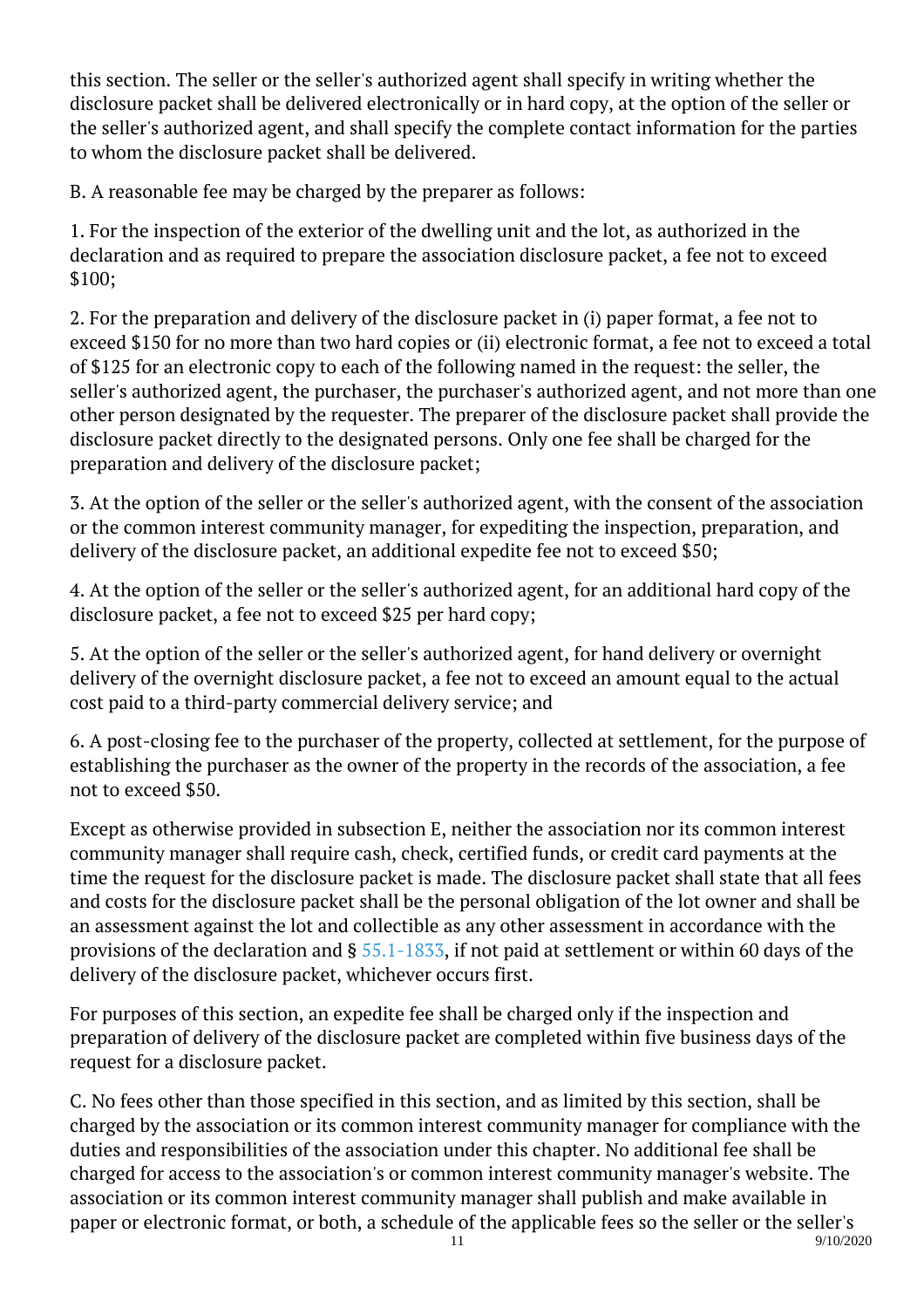this section. The seller or the seller's authorized agent shall specify in writing whether the disclosure packet shall be delivered electronically or in hard copy, at the option of the seller or the seller's authorized agent, and shall specify the complete contact information for the parties to whom the disclosure packet shall be delivered.

B. A reasonable fee may be charged by the preparer as follows:

1. For the inspection of the exterior of the dwelling unit and the lot, as authorized in the declaration and as required to prepare the association disclosure packet, a fee not to exceed $100;

2. For the preparation and delivery of the disclosure packet in (i) paper format, a fee not to exceed $150 for no more than two hard copies or (ii) electronic format, a fee not to exceed a total of $125 for an electronic copy to each of the following named in the request: the seller, the seller's authorized agent, the purchaser, the purchaser's authorized agent, and not more than one other person designated by the requester. The preparer of the disclosure packet shall provide the disclosure packet directly to the designated persons. Only one fee shall be charged for the preparation and delivery of the disclosure packet;

3. At the option of the seller or the seller's authorized agent, with the consent of the association or the common interest community manager, for expediting the inspection, preparation, and delivery of the disclosure packet, an additional expedite fee not to exceed $50;

4. At the option of the seller or the seller's authorized agent, for an additional hard copy of the disclosure packet, a fee not to exceed $25 per hard copy;

5. At the option of the seller or the seller's authorized agent, for hand delivery or overnight delivery of the overnight disclosure packet, a fee not to exceed an amount equal to the actual cost paid to a third-party commercial delivery service; and

6. A post-closing fee to the purchaser of the property, collected at settlement, for the purpose of establishing the purchaser as the owner of the property in the records of the association, a fee not to exceed $50.

Except as otherwise provided in subsection E, neither the association nor its common interest community manager shall require cash, check, certified funds, or credit card payments at the time the request for the disclosure packet is made. The disclosure packet shall state that all fees and costs for the disclosure packet shall be the personal obligation of the lot owner and shall be an assessment against the lot and collectible as any other assessment in accordance with the provisions of the declaration and § 55.1-1833, if not paid at settlement or within 60 days of the delivery of the disclosure packet, whichever occurs first.

For purposes of this section, an expedite fee shall be charged only if the inspection and preparation of delivery of the disclosure packet are completed within five business days of the request for a disclosure packet.

C. No fees other than those specified in this section, and as limited by this section, shall be charged by the association or its common interest community manager for compliance with the duties and responsibilities of the association under this chapter. No additional fee shall be charged for access to the association's or common interest community manager's website. The association or its common interest community manager shall publish and make available in paper or electronic format, or both, a schedule of the applicable fees so the seller or the seller's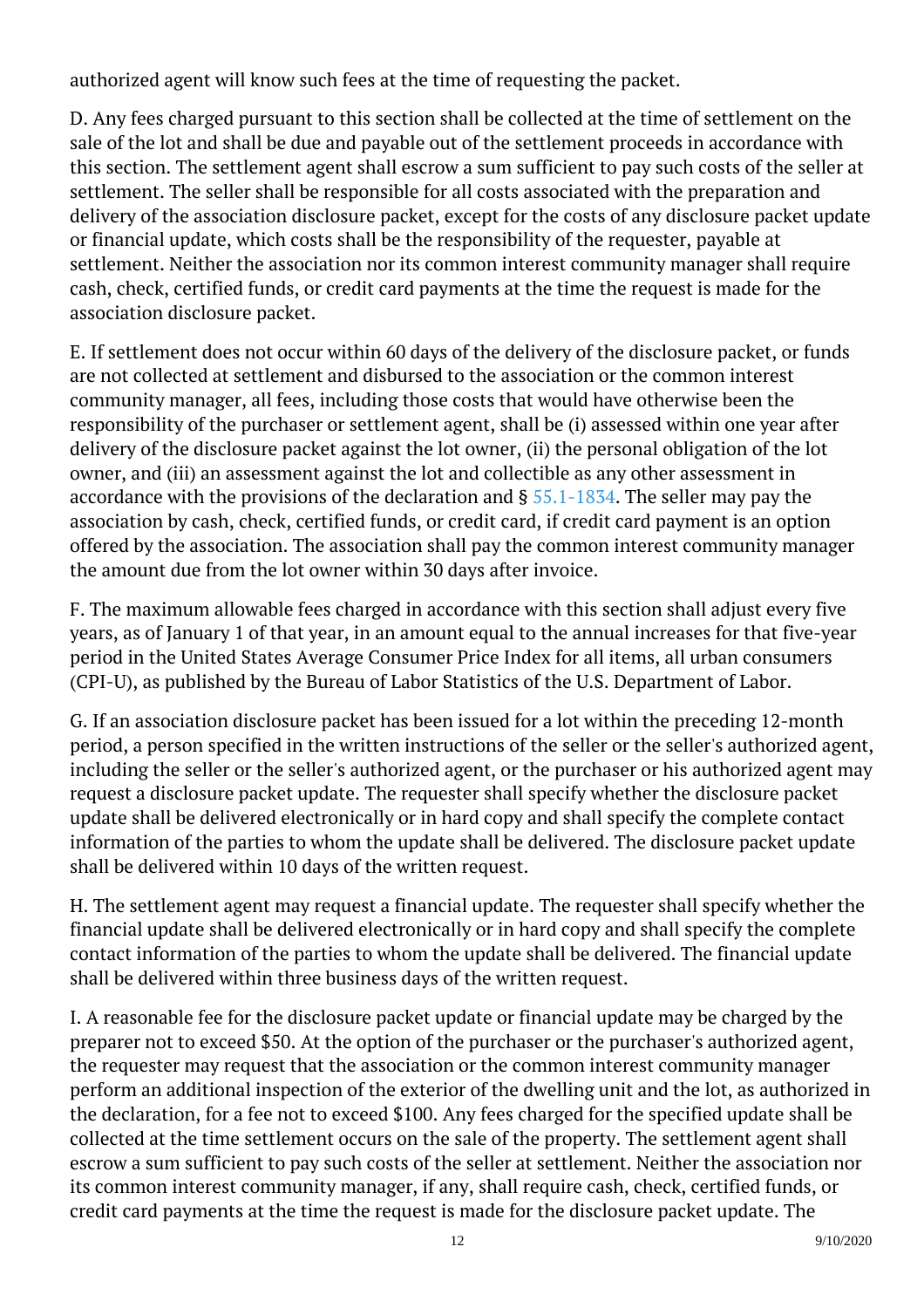authorized agent will know such fees at the time of requesting the packet.

D. Any fees charged pursuant to this section shall be collected at the time of settlement on the sale of the lot and shall be due and payable out of the settlement proceeds in accordance with this section. The settlement agent shall escrow a sum sufficient to pay such costs of the seller at settlement. The seller shall be responsible for all costs associated with the preparation and delivery of the association disclosure packet, except for the costs of any disclosure packet update or financial update, which costs shall be the responsibility of the requester, payable at settlement. Neither the association nor its common interest community manager shall require cash, check, certified funds, or credit card payments at the time the request is made for the association disclosure packet.

E. If settlement does not occur within 60 days of the delivery of the disclosure packet, or funds are not collected at settlement and disbursed to the association or the common interest community manager, all fees, including those costs that would have otherwise been the responsibility of the purchaser or settlement agent, shall be (i) assessed within one year after delivery of the disclosure packet against the lot owner, (ii) the personal obligation of the lot owner, and (iii) an assessment against the lot and collectible as any other assessment in accordance with the provisions of the declaration and § 55.1-1834. The seller may pay the association by cash, check, certified funds, or credit card, if credit card payment is an option offered by the association. The association shall pay the common interest community manager the amount due from the lot owner within 30 days after invoice.

F. The maximum allowable fees charged in accordance with this section shall adjust every five years, as of January 1 of that year, in an amount equal to the annual increases for that five-year period in the United States Average Consumer Price Index for all items, all urban consumers (CPI-U), as published by the Bureau of Labor Statistics of the U.S. Department of Labor.

G. If an association disclosure packet has been issued for a lot within the preceding 12-month period, a person specified in the written instructions of the seller or the seller's authorized agent, including the seller or the seller's authorized agent, or the purchaser or his authorized agent may request a disclosure packet update. The requester shall specify whether the disclosure packet update shall be delivered electronically or in hard copy and shall specify the complete contact information of the parties to whom the update shall be delivered. The disclosure packet update shall be delivered within 10 days of the written request.

H. The settlement agent may request a financial update. The requester shall specify whether the financial update shall be delivered electronically or in hard copy and shall specify the complete contact information of the parties to whom the update shall be delivered. The financial update shall be delivered within three business days of the written request.

I. A reasonable fee for the disclosure packet update or financial update may be charged by the preparer not to exceed $50. At the option of the purchaser or the purchaser's authorized agent, the requester may request that the association or the common interest community manager perform an additional inspection of the exterior of the dwelling unit and the lot, as authorized in the declaration, for a fee not to exceed $100. Any fees charged for the specified update shall be collected at the time settlement occurs on the sale of the property. The settlement agent shall escrow a sum sufficient to pay such costs of the seller at settlement. Neither the association nor its common interest community manager, if any, shall require cash, check, certified funds, or credit card payments at the time the request is made for the disclosure packet update. The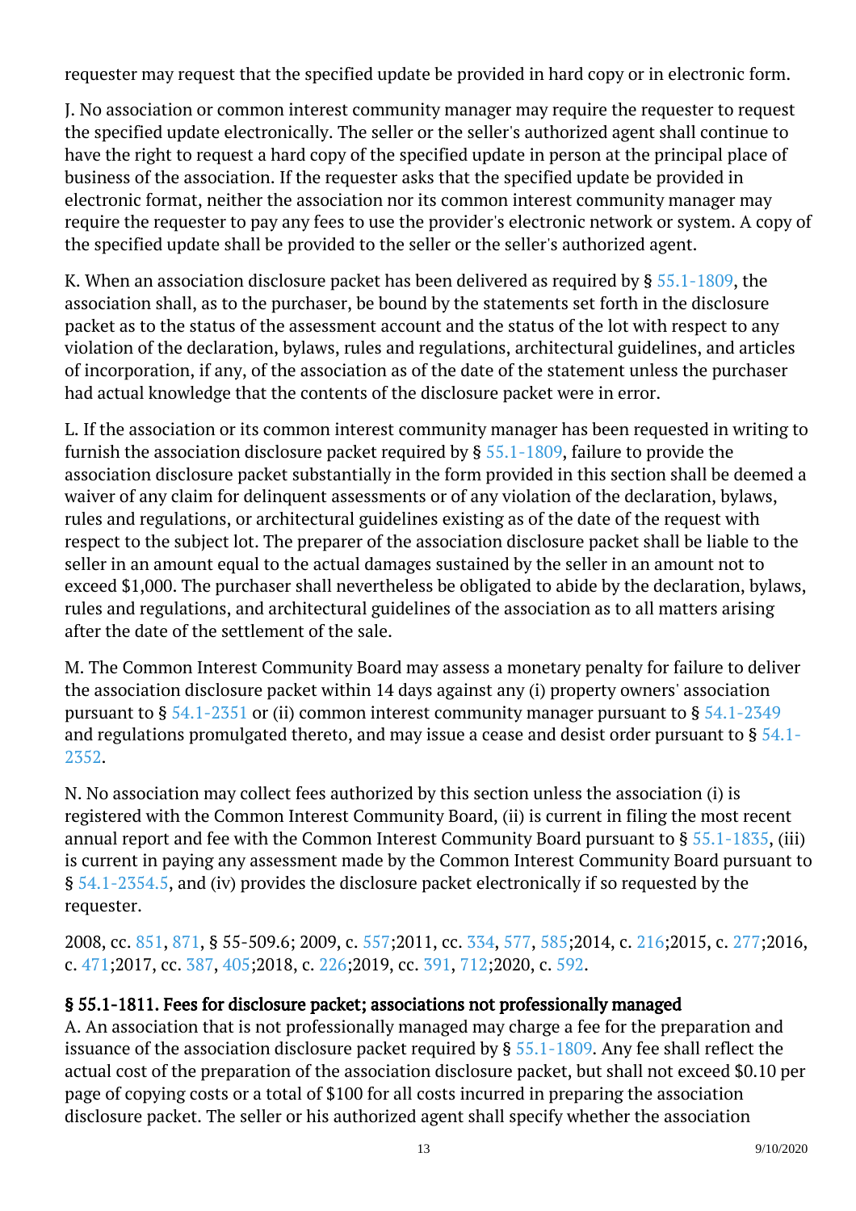requester may request that the specified update be provided in hard copy or in electronic form.

J. No association or common interest community manager may require the requester to request the specified update electronically. The seller or the seller's authorized agent shall continue to have the right to request a hard copy of the specified update in person at the principal place of business of the association. If the requester asks that the specified update be provided in electronic format, neither the association nor its common interest community manager may require the requester to pay any fees to use the provider's electronic network or system. A copy of the specified update shall be provided to the seller or the seller's authorized agent.

K. When an association disclosure packet has been delivered as required by § 55.1-1809, the association shall, as to the purchaser, be bound by the statements set forth in the disclosure packet as to the status of the assessment account and the status of the lot with respect to any violation of the declaration, bylaws, rules and regulations, architectural guidelines, and articles of incorporation, if any, of the association as of the date of the statement unless the purchaser had actual knowledge that the contents of the disclosure packet were in error.

L. If the association or its common interest community manager has been requested in writing to furnish the association disclosure packet required by § 55.1-1809, failure to provide the association disclosure packet substantially in the form provided in this section shall be deemed a waiver of any claim for delinquent assessments or of any violation of the declaration, bylaws, rules and regulations, or architectural guidelines existing as of the date of the request with respect to the subject lot. The preparer of the association disclosure packet shall be liable to the seller in an amount equal to the actual damages sustained by the seller in an amount not to exceed $1,000. The purchaser shall nevertheless be obligated to abide by the declaration, bylaws, rules and regulations, and architectural guidelines of the association as to all matters arising after the date of the settlement of the sale.

M. The Common Interest Community Board may assess a monetary penalty for failure to deliver the association disclosure packet within 14 days against any (i) property owners' association pursuant to § 54.1-2351 or (ii) common interest community manager pursuant to § 54.1-2349 and regulations promulgated thereto, and may issue a cease and desist order pursuant to § 54.1-2352.

N. No association may collect fees authorized by this section unless the association (i) is registered with the Common Interest Community Board, (ii) is current in filing the most recent annual report and fee with the Common Interest Community Board pursuant to § 55.1-1835, (iii) is current in paying any assessment made by the Common Interest Community Board pursuant to § 54.1-2354.5, and (iv) provides the disclosure packet electronically if so requested by the requester.

2008, cc. 851, 871, § 55-509.6; 2009, c. 557;2011, cc. 334, 577, 585;2014, c. 216;2015, c. 277;2016, c. 471;2017, cc. 387, 405;2018, c. 226;2019, cc. 391, 712;2020, c. 592.

### § 55.1-1811. Fees for disclosure packet; associations not professionally managed

A. An association that is not professionally managed may charge a fee for the preparation and issuance of the association disclosure packet required by § 55.1-1809. Any fee shall reflect the actual cost of the preparation of the association disclosure packet, but shall not exceed $0.10 per page of copying costs or a total of $100 for all costs incurred in preparing the association disclosure packet. The seller or his authorized agent shall specify whether the association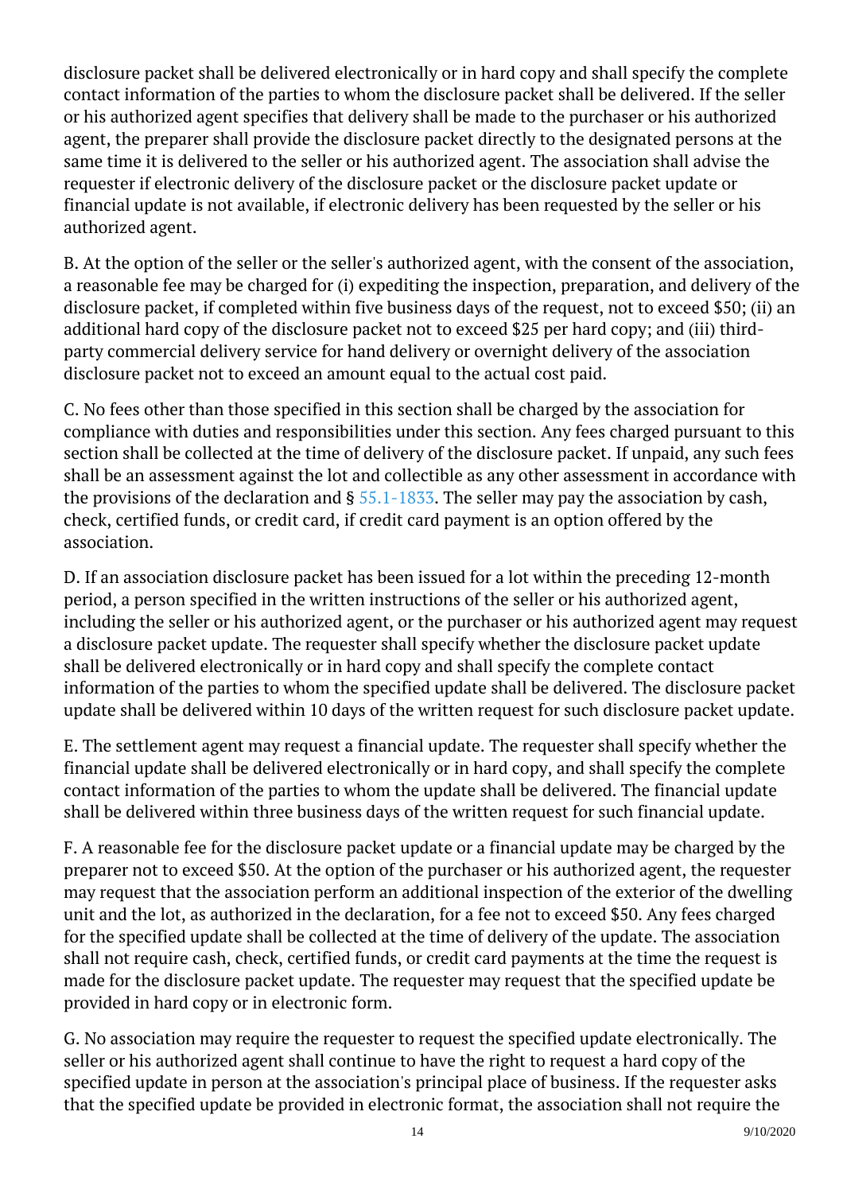disclosure packet shall be delivered electronically or in hard copy and shall specify the complete contact information of the parties to whom the disclosure packet shall be delivered. If the seller or his authorized agent specifies that delivery shall be made to the purchaser or his authorized agent, the preparer shall provide the disclosure packet directly to the designated persons at the same time it is delivered to the seller or his authorized agent. The association shall advise the requester if electronic delivery of the disclosure packet or the disclosure packet update or financial update is not available, if electronic delivery has been requested by the seller or his authorized agent.

B. At the option of the seller or the seller's authorized agent, with the consent of the association, a reasonable fee may be charged for (i) expediting the inspection, preparation, and delivery of the disclosure packet, if completed within five business days of the request, not to exceed $50; (ii) an additional hard copy of the disclosure packet not to exceed $25 per hard copy; and (iii) third-party commercial delivery service for hand delivery or overnight delivery of the association disclosure packet not to exceed an amount equal to the actual cost paid.

C. No fees other than those specified in this section shall be charged by the association for compliance with duties and responsibilities under this section. Any fees charged pursuant to this section shall be collected at the time of delivery of the disclosure packet. If unpaid, any such fees shall be an assessment against the lot and collectible as any other assessment in accordance with the provisions of the declaration and § 55.1-1833. The seller may pay the association by cash, check, certified funds, or credit card, if credit card payment is an option offered by the association.

D. If an association disclosure packet has been issued for a lot within the preceding 12-month period, a person specified in the written instructions of the seller or his authorized agent, including the seller or his authorized agent, or the purchaser or his authorized agent may request a disclosure packet update. The requester shall specify whether the disclosure packet update shall be delivered electronically or in hard copy and shall specify the complete contact information of the parties to whom the specified update shall be delivered. The disclosure packet update shall be delivered within 10 days of the written request for such disclosure packet update.

E. The settlement agent may request a financial update. The requester shall specify whether the financial update shall be delivered electronically or in hard copy, and shall specify the complete contact information of the parties to whom the update shall be delivered. The financial update shall be delivered within three business days of the written request for such financial update.

F. A reasonable fee for the disclosure packet update or a financial update may be charged by the preparer not to exceed $50. At the option of the purchaser or his authorized agent, the requester may request that the association perform an additional inspection of the exterior of the dwelling unit and the lot, as authorized in the declaration, for a fee not to exceed $50. Any fees charged for the specified update shall be collected at the time of delivery of the update. The association shall not require cash, check, certified funds, or credit card payments at the time the request is made for the disclosure packet update. The requester may request that the specified update be provided in hard copy or in electronic form.

G. No association may require the requester to request the specified update electronically. The seller or his authorized agent shall continue to have the right to request a hard copy of the specified update in person at the association's principal place of business. If the requester asks that the specified update be provided in electronic format, the association shall not require the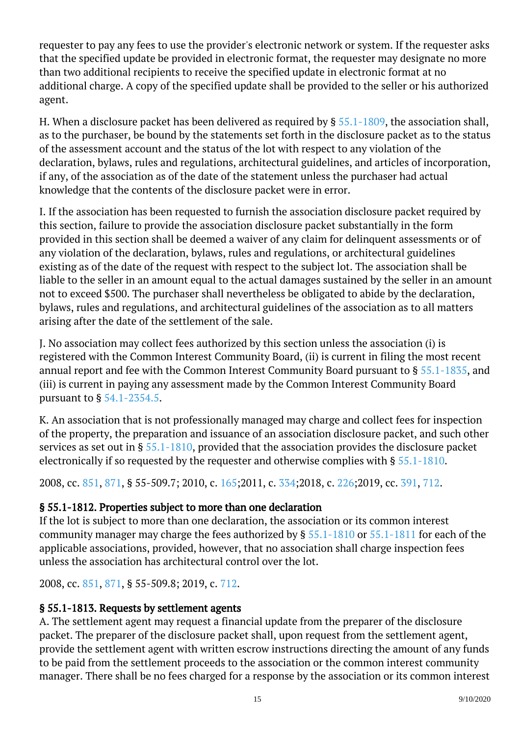requester to pay any fees to use the provider's electronic network or system. If the requester asks that the specified update be provided in electronic format, the requester may designate no more than two additional recipients to receive the specified update in electronic format at no additional charge. A copy of the specified update shall be provided to the seller or his authorized agent.

H. When a disclosure packet has been delivered as required by § 55.1-1809, the association shall, as to the purchaser, be bound by the statements set forth in the disclosure packet as to the status of the assessment account and the status of the lot with respect to any violation of the declaration, bylaws, rules and regulations, architectural guidelines, and articles of incorporation, if any, of the association as of the date of the statement unless the purchaser had actual knowledge that the contents of the disclosure packet were in error.

I. If the association has been requested to furnish the association disclosure packet required by this section, failure to provide the association disclosure packet substantially in the form provided in this section shall be deemed a waiver of any claim for delinquent assessments or of any violation of the declaration, bylaws, rules and regulations, or architectural guidelines existing as of the date of the request with respect to the subject lot. The association shall be liable to the seller in an amount equal to the actual damages sustained by the seller in an amount not to exceed $500. The purchaser shall nevertheless be obligated to abide by the declaration, bylaws, rules and regulations, and architectural guidelines of the association as to all matters arising after the date of the settlement of the sale.

J. No association may collect fees authorized by this section unless the association (i) is registered with the Common Interest Community Board, (ii) is current in filing the most recent annual report and fee with the Common Interest Community Board pursuant to § 55.1-1835, and (iii) is current in paying any assessment made by the Common Interest Community Board pursuant to § 54.1-2354.5.

K. An association that is not professionally managed may charge and collect fees for inspection of the property, the preparation and issuance of an association disclosure packet, and such other services as set out in § 55.1-1810, provided that the association provides the disclosure packet electronically if so requested by the requester and otherwise complies with § 55.1-1810.

2008, cc. 851, 871, § 55-509.7; 2010, c. 165;2011, c. 334;2018, c. 226;2019, cc. 391, 712.

### § 55.1-1812. Properties subject to more than one declaration

If the lot is subject to more than one declaration, the association or its common interest community manager may charge the fees authorized by § 55.1-1810 or 55.1-1811 for each of the applicable associations, provided, however, that no association shall charge inspection fees unless the association has architectural control over the lot.

2008, cc. 851, 871, § 55-509.8; 2019, c. 712.

### § 55.1-1813. Requests by settlement agents

A. The settlement agent may request a financial update from the preparer of the disclosure packet. The preparer of the disclosure packet shall, upon request from the settlement agent, provide the settlement agent with written escrow instructions directing the amount of any funds to be paid from the settlement proceeds to the association or the common interest community manager. There shall be no fees charged for a response by the association or its common interest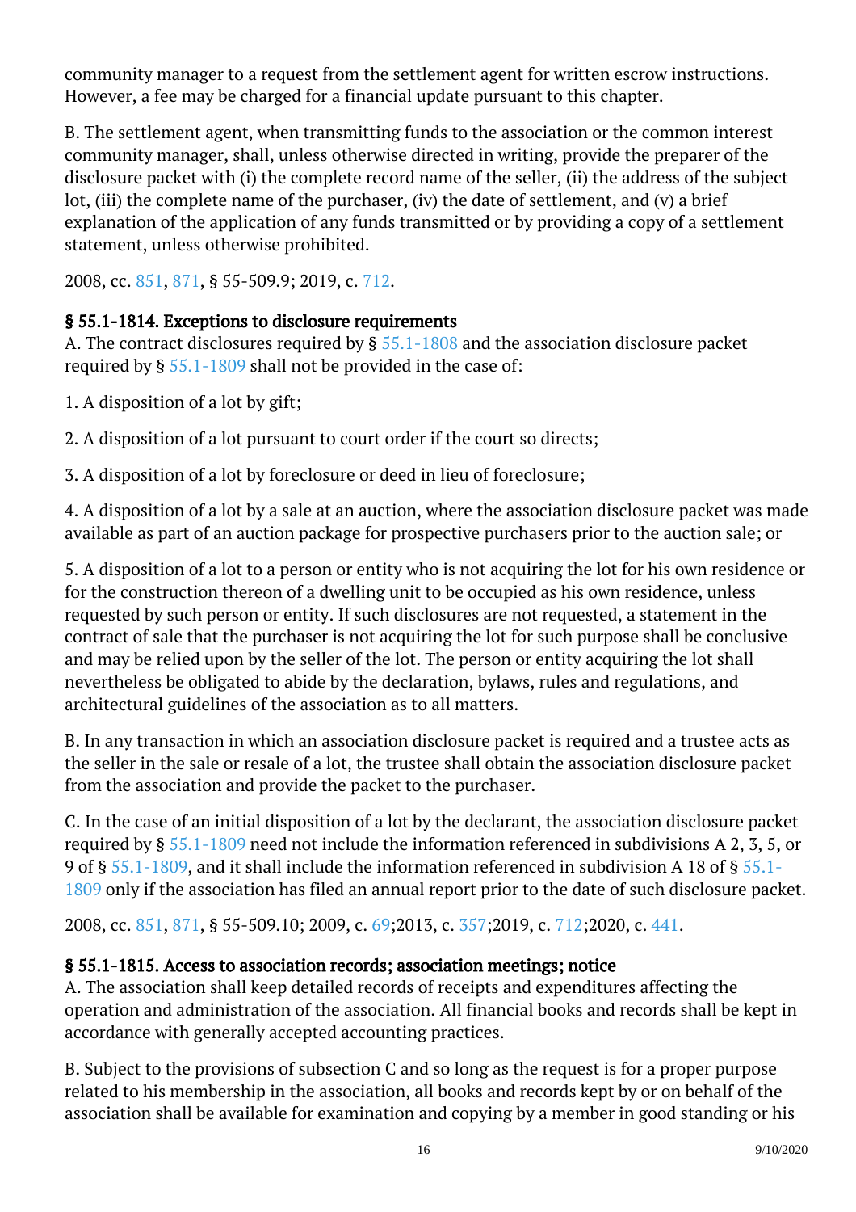community manager to a request from the settlement agent for written escrow instructions. However, a fee may be charged for a financial update pursuant to this chapter.

B. The settlement agent, when transmitting funds to the association or the common interest community manager, shall, unless otherwise directed in writing, provide the preparer of the disclosure packet with (i) the complete record name of the seller, (ii) the address of the subject lot, (iii) the complete name of the purchaser, (iv) the date of settlement, and (v) a brief explanation of the application of any funds transmitted or by providing a copy of a settlement statement, unless otherwise prohibited.

2008, cc. 851, 871, § 55-509.9; 2019, c. 712.

### § 55.1-1814. Exceptions to disclosure requirements

A. The contract disclosures required by § 55.1-1808 and the association disclosure packet required by § 55.1-1809 shall not be provided in the case of:

1. A disposition of a lot by gift;

2. A disposition of a lot pursuant to court order if the court so directs;

3. A disposition of a lot by foreclosure or deed in lieu of foreclosure;

4. A disposition of a lot by a sale at an auction, where the association disclosure packet was made available as part of an auction package for prospective purchasers prior to the auction sale; or

5. A disposition of a lot to a person or entity who is not acquiring the lot for his own residence or for the construction thereon of a dwelling unit to be occupied as his own residence, unless requested by such person or entity. If such disclosures are not requested, a statement in the contract of sale that the purchaser is not acquiring the lot for such purpose shall be conclusive and may be relied upon by the seller of the lot. The person or entity acquiring the lot shall nevertheless be obligated to abide by the declaration, bylaws, rules and regulations, and architectural guidelines of the association as to all matters.

B. In any transaction in which an association disclosure packet is required and a trustee acts as the seller in the sale or resale of a lot, the trustee shall obtain the association disclosure packet from the association and provide the packet to the purchaser.

C. In the case of an initial disposition of a lot by the declarant, the association disclosure packet required by § 55.1-1809 need not include the information referenced in subdivisions A 2, 3, 5, or 9 of § 55.1-1809, and it shall include the information referenced in subdivision A 18 of § 55.1-1809 only if the association has filed an annual report prior to the date of such disclosure packet.

2008, cc. 851, 871, § 55-509.10; 2009, c. 69;2013, c. 357;2019, c. 712;2020, c. 441.

### § 55.1-1815. Access to association records; association meetings; notice

A. The association shall keep detailed records of receipts and expenditures affecting the operation and administration of the association. All financial books and records shall be kept in accordance with generally accepted accounting practices.

B. Subject to the provisions of subsection C and so long as the request is for a proper purpose related to his membership in the association, all books and records kept by or on behalf of the association shall be available for examination and copying by a member in good standing or his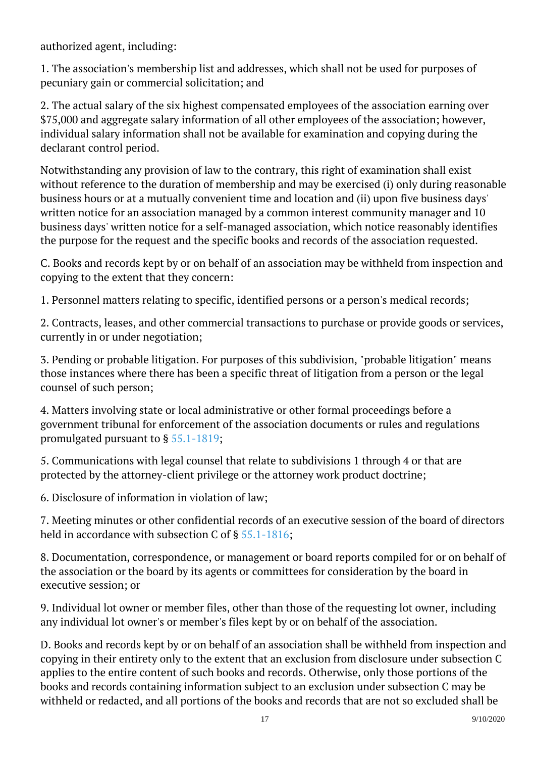authorized agent, including:

1. The association's membership list and addresses, which shall not be used for purposes of pecuniary gain or commercial solicitation; and

2. The actual salary of the six highest compensated employees of the association earning over $75,000 and aggregate salary information of all other employees of the association; however, individual salary information shall not be available for examination and copying during the declarant control period.

Notwithstanding any provision of law to the contrary, this right of examination shall exist without reference to the duration of membership and may be exercised (i) only during reasonable business hours or at a mutually convenient time and location and (ii) upon five business days' written notice for an association managed by a common interest community manager and 10 business days' written notice for a self-managed association, which notice reasonably identifies the purpose for the request and the specific books and records of the association requested.

C. Books and records kept by or on behalf of an association may be withheld from inspection and copying to the extent that they concern:

1. Personnel matters relating to specific, identified persons or a person's medical records;

2. Contracts, leases, and other commercial transactions to purchase or provide goods or services, currently in or under negotiation;

3. Pending or probable litigation. For purposes of this subdivision, "probable litigation" means those instances where there has been a specific threat of litigation from a person or the legal counsel of such person;

4. Matters involving state or local administrative or other formal proceedings before a government tribunal for enforcement of the association documents or rules and regulations promulgated pursuant to § 55.1-1819;

5. Communications with legal counsel that relate to subdivisions 1 through 4 or that are protected by the attorney-client privilege or the attorney work product doctrine;

6. Disclosure of information in violation of law;

7. Meeting minutes or other confidential records of an executive session of the board of directors held in accordance with subsection C of § 55.1-1816;

8. Documentation, correspondence, or management or board reports compiled for or on behalf of the association or the board by its agents or committees for consideration by the board in executive session; or

9. Individual lot owner or member files, other than those of the requesting lot owner, including any individual lot owner's or member's files kept by or on behalf of the association.

D. Books and records kept by or on behalf of an association shall be withheld from inspection and copying in their entirety only to the extent that an exclusion from disclosure under subsection C applies to the entire content of such books and records. Otherwise, only those portions of the books and records containing information subject to an exclusion under subsection C may be withheld or redacted, and all portions of the books and records that are not so excluded shall be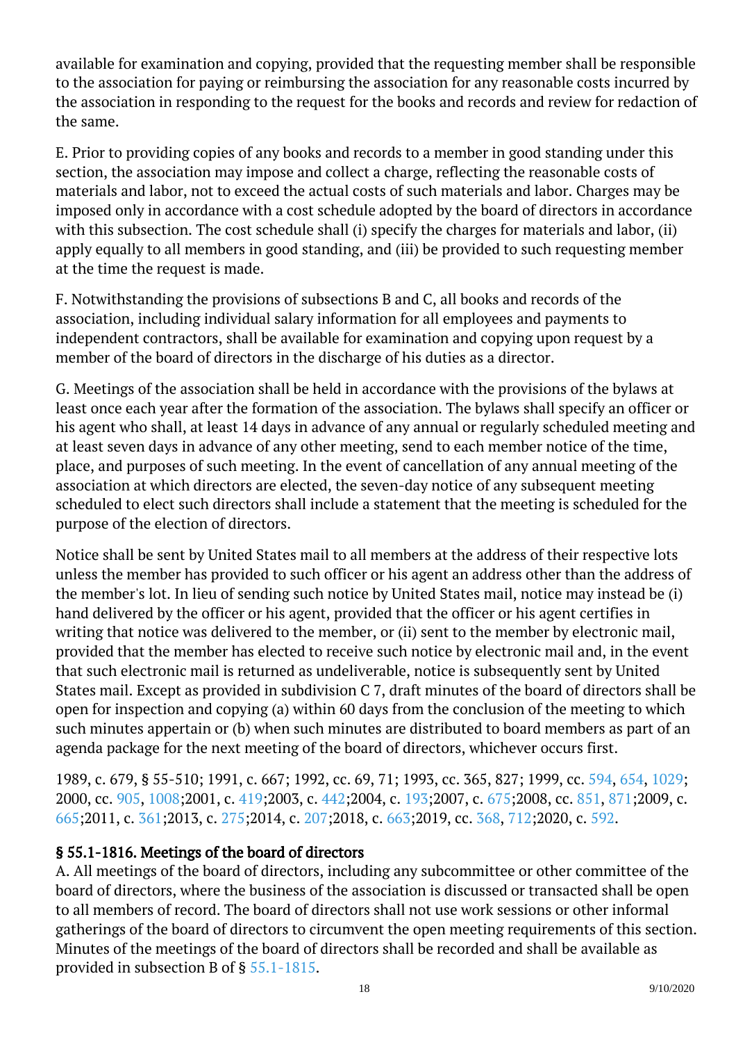available for examination and copying, provided that the requesting member shall be responsible to the association for paying or reimbursing the association for any reasonable costs incurred by the association in responding to the request for the books and records and review for redaction of the same.

E. Prior to providing copies of any books and records to a member in good standing under this section, the association may impose and collect a charge, reflecting the reasonable costs of materials and labor, not to exceed the actual costs of such materials and labor. Charges may be imposed only in accordance with a cost schedule adopted by the board of directors in accordance with this subsection. The cost schedule shall (i) specify the charges for materials and labor, (ii) apply equally to all members in good standing, and (iii) be provided to such requesting member at the time the request is made.

F. Notwithstanding the provisions of subsections B and C, all books and records of the association, including individual salary information for all employees and payments to independent contractors, shall be available for examination and copying upon request by a member of the board of directors in the discharge of his duties as a director.

G. Meetings of the association shall be held in accordance with the provisions of the bylaws at least once each year after the formation of the association. The bylaws shall specify an officer or his agent who shall, at least 14 days in advance of any annual or regularly scheduled meeting and at least seven days in advance of any other meeting, send to each member notice of the time, place, and purposes of such meeting. In the event of cancellation of any annual meeting of the association at which directors are elected, the seven-day notice of any subsequent meeting scheduled to elect such directors shall include a statement that the meeting is scheduled for the purpose of the election of directors.

Notice shall be sent by United States mail to all members at the address of their respective lots unless the member has provided to such officer or his agent an address other than the address of the member's lot. In lieu of sending such notice by United States mail, notice may instead be (i) hand delivered by the officer or his agent, provided that the officer or his agent certifies in writing that notice was delivered to the member, or (ii) sent to the member by electronic mail, provided that the member has elected to receive such notice by electronic mail and, in the event that such electronic mail is returned as undeliverable, notice is subsequently sent by United States mail. Except as provided in subdivision C 7, draft minutes of the board of directors shall be open for inspection and copying (a) within 60 days from the conclusion of the meeting to which such minutes appertain or (b) when such minutes are distributed to board members as part of an agenda package for the next meeting of the board of directors, whichever occurs first.

1989, c. 679, § 55-510; 1991, c. 667; 1992, cc. 69, 71; 1993, cc. 365, 827; 1999, cc. 594, 654, 1029; 2000, cc. 905, 1008;2001, c. 419;2003, c. 442;2004, c. 193;2007, c. 675;2008, cc. 851, 871;2009, c. 665;2011, c. 361;2013, c. 275;2014, c. 207;2018, c. 663;2019, cc. 368, 712;2020, c. 592.

## § 55.1-1816. Meetings of the board of directors

A. All meetings of the board of directors, including any subcommittee or other committee of the board of directors, where the business of the association is discussed or transacted shall be open to all members of record. The board of directors shall not use work sessions or other informal gatherings of the board of directors to circumvent the open meeting requirements of this section. Minutes of the meetings of the board of directors shall be recorded and shall be available as provided in subsection B of § 55.1-1815.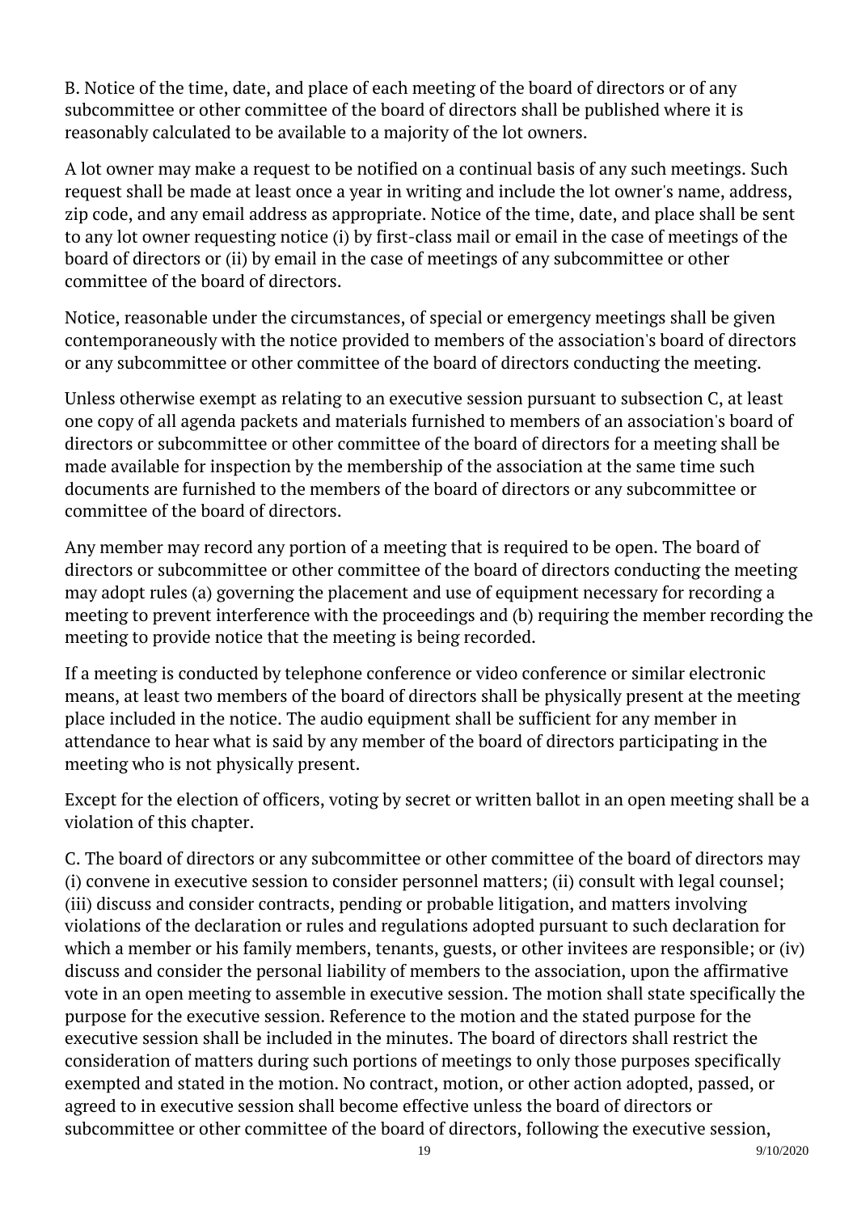B. Notice of the time, date, and place of each meeting of the board of directors or of any subcommittee or other committee of the board of directors shall be published where it is reasonably calculated to be available to a majority of the lot owners.

A lot owner may make a request to be notified on a continual basis of any such meetings. Such request shall be made at least once a year in writing and include the lot owner's name, address, zip code, and any email address as appropriate. Notice of the time, date, and place shall be sent to any lot owner requesting notice (i) by first-class mail or email in the case of meetings of the board of directors or (ii) by email in the case of meetings of any subcommittee or other committee of the board of directors.

Notice, reasonable under the circumstances, of special or emergency meetings shall be given contemporaneously with the notice provided to members of the association's board of directors or any subcommittee or other committee of the board of directors conducting the meeting.

Unless otherwise exempt as relating to an executive session pursuant to subsection C, at least one copy of all agenda packets and materials furnished to members of an association's board of directors or subcommittee or other committee of the board of directors for a meeting shall be made available for inspection by the membership of the association at the same time such documents are furnished to the members of the board of directors or any subcommittee or committee of the board of directors.

Any member may record any portion of a meeting that is required to be open. The board of directors or subcommittee or other committee of the board of directors conducting the meeting may adopt rules (a) governing the placement and use of equipment necessary for recording a meeting to prevent interference with the proceedings and (b) requiring the member recording the meeting to provide notice that the meeting is being recorded.

If a meeting is conducted by telephone conference or video conference or similar electronic means, at least two members of the board of directors shall be physically present at the meeting place included in the notice. The audio equipment shall be sufficient for any member in attendance to hear what is said by any member of the board of directors participating in the meeting who is not physically present.

Except for the election of officers, voting by secret or written ballot in an open meeting shall be a violation of this chapter.

C. The board of directors or any subcommittee or other committee of the board of directors may (i) convene in executive session to consider personnel matters; (ii) consult with legal counsel; (iii) discuss and consider contracts, pending or probable litigation, and matters involving violations of the declaration or rules and regulations adopted pursuant to such declaration for which a member or his family members, tenants, guests, or other invitees are responsible; or (iv) discuss and consider the personal liability of members to the association, upon the affirmative vote in an open meeting to assemble in executive session. The motion shall state specifically the purpose for the executive session. Reference to the motion and the stated purpose for the executive session shall be included in the minutes. The board of directors shall restrict the consideration of matters during such portions of meetings to only those purposes specifically exempted and stated in the motion. No contract, motion, or other action adopted, passed, or agreed to in executive session shall become effective unless the board of directors or subcommittee or other committee of the board of directors, following the executive session,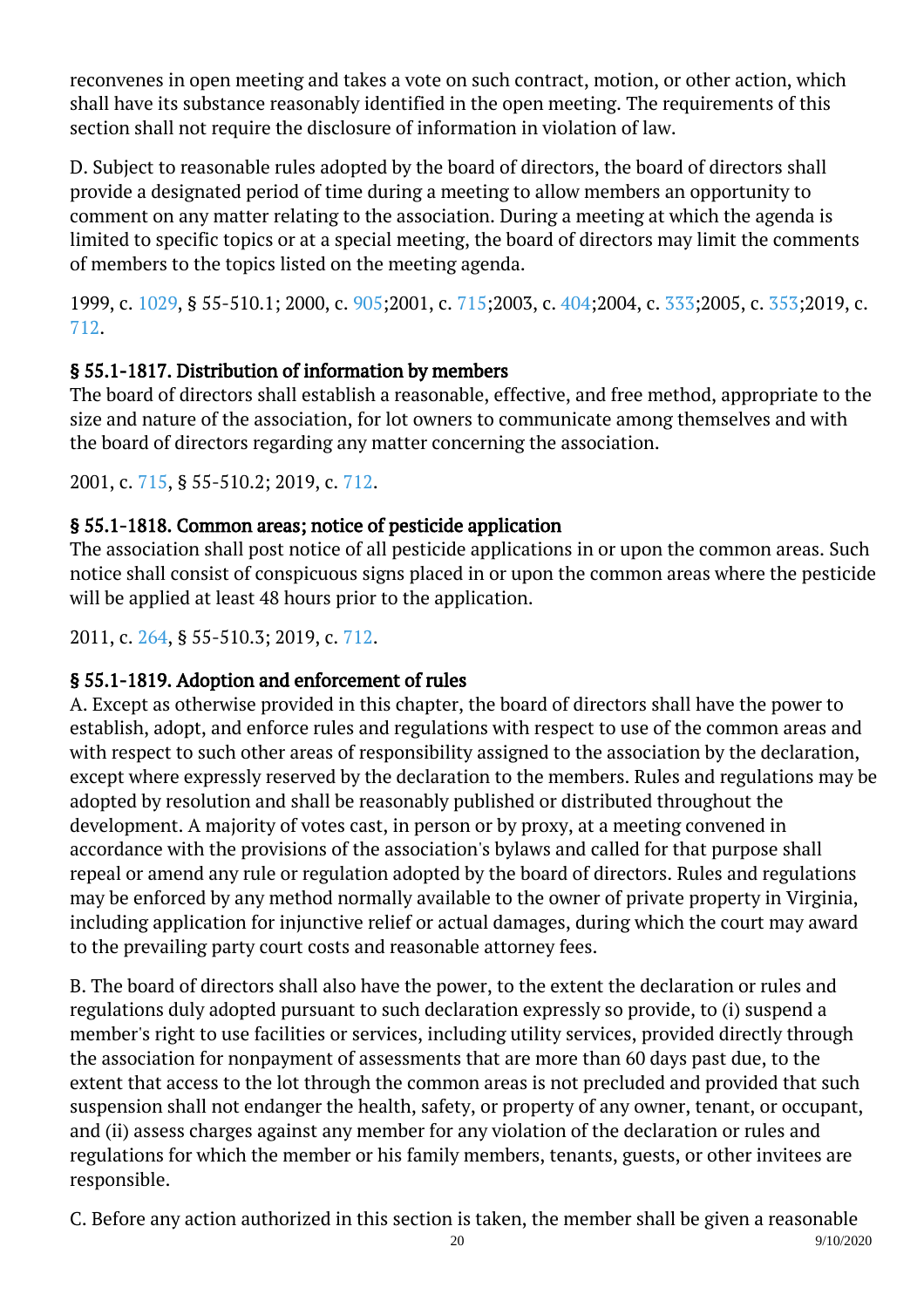reconvenes in open meeting and takes a vote on such contract, motion, or other action, which shall have its substance reasonably identified in the open meeting. The requirements of this section shall not require the disclosure of information in violation of law.

D. Subject to reasonable rules adopted by the board of directors, the board of directors shall provide a designated period of time during a meeting to allow members an opportunity to comment on any matter relating to the association. During a meeting at which the agenda is limited to specific topics or at a special meeting, the board of directors may limit the comments of members to the topics listed on the meeting agenda.

1999, c. 1029, § 55-510.1; 2000, c. 905;2001, c. 715;2003, c. 404;2004, c. 333;2005, c. 353;2019, c. 712.

### § 55.1-1817. Distribution of information by members

The board of directors shall establish a reasonable, effective, and free method, appropriate to the size and nature of the association, for lot owners to communicate among themselves and with the board of directors regarding any matter concerning the association.

2001, c. 715, § 55-510.2; 2019, c. 712.

### § 55.1-1818. Common areas; notice of pesticide application

The association shall post notice of all pesticide applications in or upon the common areas. Such notice shall consist of conspicuous signs placed in or upon the common areas where the pesticide will be applied at least 48 hours prior to the application.

2011, c. 264, § 55-510.3; 2019, c. 712.

### § 55.1-1819. Adoption and enforcement of rules

A. Except as otherwise provided in this chapter, the board of directors shall have the power to establish, adopt, and enforce rules and regulations with respect to use of the common areas and with respect to such other areas of responsibility assigned to the association by the declaration, except where expressly reserved by the declaration to the members. Rules and regulations may be adopted by resolution and shall be reasonably published or distributed throughout the development. A majority of votes cast, in person or by proxy, at a meeting convened in accordance with the provisions of the association's bylaws and called for that purpose shall repeal or amend any rule or regulation adopted by the board of directors. Rules and regulations may be enforced by any method normally available to the owner of private property in Virginia, including application for injunctive relief or actual damages, during which the court may award to the prevailing party court costs and reasonable attorney fees.

B. The board of directors shall also have the power, to the extent the declaration or rules and regulations duly adopted pursuant to such declaration expressly so provide, to (i) suspend a member's right to use facilities or services, including utility services, provided directly through the association for nonpayment of assessments that are more than 60 days past due, to the extent that access to the lot through the common areas is not precluded and provided that such suspension shall not endanger the health, safety, or property of any owner, tenant, or occupant, and (ii) assess charges against any member for any violation of the declaration or rules and regulations for which the member or his family members, tenants, guests, or other invitees are responsible.

C. Before any action authorized in this section is taken, the member shall be given a reasonable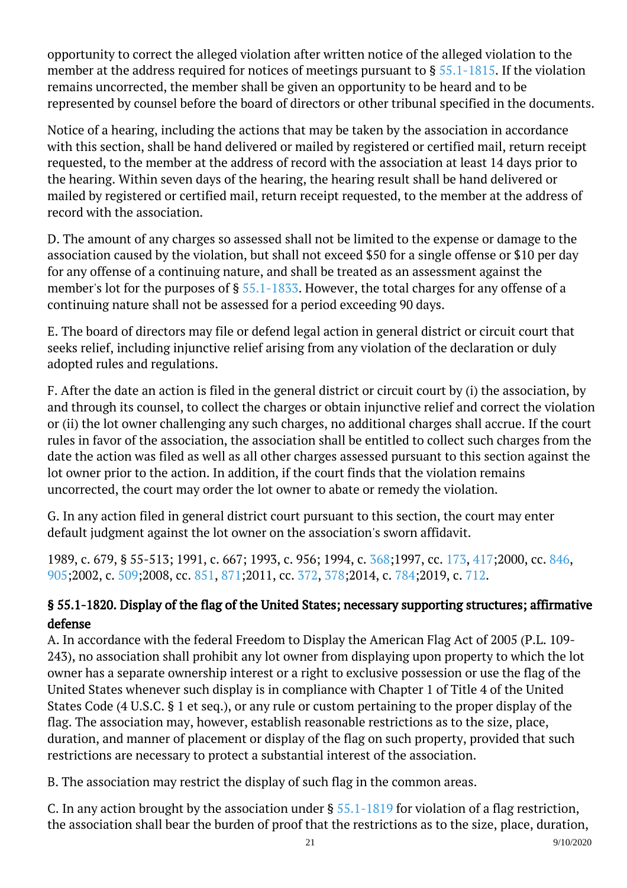opportunity to correct the alleged violation after written notice of the alleged violation to the member at the address required for notices of meetings pursuant to § 55.1-1815. If the violation remains uncorrected, the member shall be given an opportunity to be heard and to be represented by counsel before the board of directors or other tribunal specified in the documents.

Notice of a hearing, including the actions that may be taken by the association in accordance with this section, shall be hand delivered or mailed by registered or certified mail, return receipt requested, to the member at the address of record with the association at least 14 days prior to the hearing. Within seven days of the hearing, the hearing result shall be hand delivered or mailed by registered or certified mail, return receipt requested, to the member at the address of record with the association.

D. The amount of any charges so assessed shall not be limited to the expense or damage to the association caused by the violation, but shall not exceed $50 for a single offense or $10 per day for any offense of a continuing nature, and shall be treated as an assessment against the member's lot for the purposes of § 55.1-1833. However, the total charges for any offense of a continuing nature shall not be assessed for a period exceeding 90 days.

E. The board of directors may file or defend legal action in general district or circuit court that seeks relief, including injunctive relief arising from any violation of the declaration or duly adopted rules and regulations.

F. After the date an action is filed in the general district or circuit court by (i) the association, by and through its counsel, to collect the charges or obtain injunctive relief and correct the violation or (ii) the lot owner challenging any such charges, no additional charges shall accrue. If the court rules in favor of the association, the association shall be entitled to collect such charges from the date the action was filed as well as all other charges assessed pursuant to this section against the lot owner prior to the action. In addition, if the court finds that the violation remains uncorrected, the court may order the lot owner to abate or remedy the violation.

G. In any action filed in general district court pursuant to this section, the court may enter default judgment against the lot owner on the association's sworn affidavit.

1989, c. 679, § 55-513; 1991, c. 667; 1993, c. 956; 1994, c. 368;1997, cc. 173, 417;2000, cc. 846, 905;2002, c. 509;2008, cc. 851, 871;2011, cc. 372, 378;2014, c. 784;2019, c. 712.

### § 55.1-1820. Display of the flag of the United States; necessary supporting structures; affirmative defense

A. In accordance with the federal Freedom to Display the American Flag Act of 2005 (P.L. 109-243), no association shall prohibit any lot owner from displaying upon property to which the lot owner has a separate ownership interest or a right to exclusive possession or use the flag of the United States whenever such display is in compliance with Chapter 1 of Title 4 of the United States Code (4 U.S.C. § 1 et seq.), or any rule or custom pertaining to the proper display of the flag. The association may, however, establish reasonable restrictions as to the size, place, duration, and manner of placement or display of the flag on such property, provided that such restrictions are necessary to protect a substantial interest of the association.

B. The association may restrict the display of such flag in the common areas.

C. In any action brought by the association under § 55.1-1819 for violation of a flag restriction, the association shall bear the burden of proof that the restrictions as to the size, place, duration,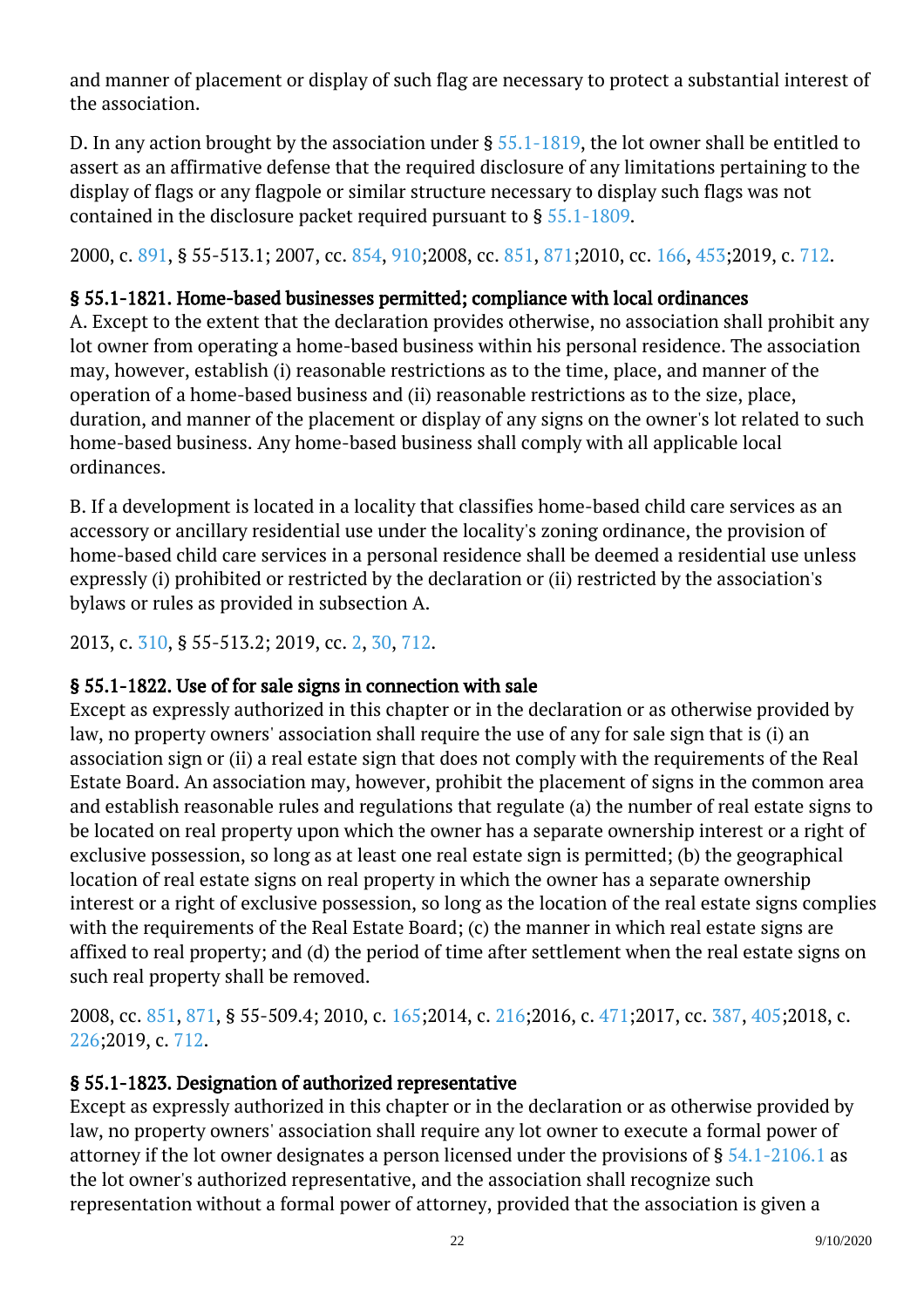and manner of placement or display of such flag are necessary to protect a substantial interest of the association.

D. In any action brought by the association under § 55.1-1819, the lot owner shall be entitled to assert as an affirmative defense that the required disclosure of any limitations pertaining to the display of flags or any flagpole or similar structure necessary to display such flags was not contained in the disclosure packet required pursuant to § 55.1-1809.

2000, c. 891, § 55-513.1; 2007, cc. 854, 910;2008, cc. 851, 871;2010, cc. 166, 453;2019, c. 712.

### § 55.1-1821. Home-based businesses permitted; compliance with local ordinances

A. Except to the extent that the declaration provides otherwise, no association shall prohibit any lot owner from operating a home-based business within his personal residence. The association may, however, establish (i) reasonable restrictions as to the time, place, and manner of the operation of a home-based business and (ii) reasonable restrictions as to the size, place, duration, and manner of the placement or display of any signs on the owner's lot related to such home-based business. Any home-based business shall comply with all applicable local ordinances.

B. If a development is located in a locality that classifies home-based child care services as an accessory or ancillary residential use under the locality's zoning ordinance, the provision of home-based child care services in a personal residence shall be deemed a residential use unless expressly (i) prohibited or restricted by the declaration or (ii) restricted by the association's bylaws or rules as provided in subsection A.

2013, c. 310, § 55-513.2; 2019, cc. 2, 30, 712.

### § 55.1-1822. Use of for sale signs in connection with sale

Except as expressly authorized in this chapter or in the declaration or as otherwise provided by law, no property owners' association shall require the use of any for sale sign that is (i) an association sign or (ii) a real estate sign that does not comply with the requirements of the Real Estate Board. An association may, however, prohibit the placement of signs in the common area and establish reasonable rules and regulations that regulate (a) the number of real estate signs to be located on real property upon which the owner has a separate ownership interest or a right of exclusive possession, so long as at least one real estate sign is permitted; (b) the geographical location of real estate signs on real property in which the owner has a separate ownership interest or a right of exclusive possession, so long as the location of the real estate signs complies with the requirements of the Real Estate Board; (c) the manner in which real estate signs are affixed to real property; and (d) the period of time after settlement when the real estate signs on such real property shall be removed.

2008, cc. 851, 871, § 55-509.4; 2010, c. 165;2014, c. 216;2016, c. 471;2017, cc. 387, 405;2018, c. 226;2019, c. 712.

### § 55.1-1823. Designation of authorized representative

Except as expressly authorized in this chapter or in the declaration or as otherwise provided by law, no property owners' association shall require any lot owner to execute a formal power of attorney if the lot owner designates a person licensed under the provisions of § 54.1-2106.1 as the lot owner's authorized representative, and the association shall recognize such representation without a formal power of attorney, provided that the association is given a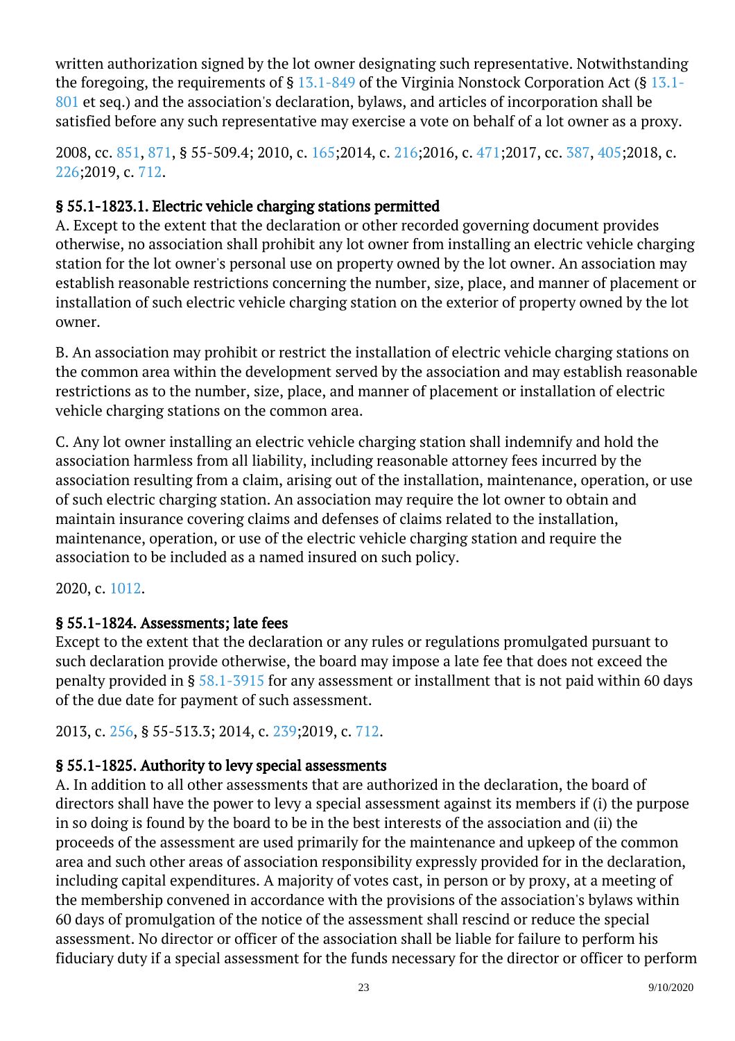written authorization signed by the lot owner designating such representative. Notwithstanding the foregoing, the requirements of § 13.1-849 of the Virginia Nonstock Corporation Act (§ 13.1-801 et seq.) and the association's declaration, bylaws, and articles of incorporation shall be satisfied before any such representative may exercise a vote on behalf of a lot owner as a proxy.

2008, cc. 851, 871, § 55-509.4; 2010, c. 165;2014, c. 216;2016, c. 471;2017, cc. 387, 405;2018, c. 226;2019, c. 712.

### § 55.1-1823.1. Electric vehicle charging stations permitted

A. Except to the extent that the declaration or other recorded governing document provides otherwise, no association shall prohibit any lot owner from installing an electric vehicle charging station for the lot owner's personal use on property owned by the lot owner. An association may establish reasonable restrictions concerning the number, size, place, and manner of placement or installation of such electric vehicle charging station on the exterior of property owned by the lot owner.

B. An association may prohibit or restrict the installation of electric vehicle charging stations on the common area within the development served by the association and may establish reasonable restrictions as to the number, size, place, and manner of placement or installation of electric vehicle charging stations on the common area.

C. Any lot owner installing an electric vehicle charging station shall indemnify and hold the association harmless from all liability, including reasonable attorney fees incurred by the association resulting from a claim, arising out of the installation, maintenance, operation, or use of such electric charging station. An association may require the lot owner to obtain and maintain insurance covering claims and defenses of claims related to the installation, maintenance, operation, or use of the electric vehicle charging station and require the association to be included as a named insured on such policy.

2020, c. 1012.

### § 55.1-1824. Assessments; late fees

Except to the extent that the declaration or any rules or regulations promulgated pursuant to such declaration provide otherwise, the board may impose a late fee that does not exceed the penalty provided in § 58.1-3915 for any assessment or installment that is not paid within 60 days of the due date for payment of such assessment.

2013, c. 256, § 55-513.3; 2014, c. 239;2019, c. 712.

### § 55.1-1825. Authority to levy special assessments

A. In addition to all other assessments that are authorized in the declaration, the board of directors shall have the power to levy a special assessment against its members if (i) the purpose in so doing is found by the board to be in the best interests of the association and (ii) the proceeds of the assessment are used primarily for the maintenance and upkeep of the common area and such other areas of association responsibility expressly provided for in the declaration, including capital expenditures. A majority of votes cast, in person or by proxy, at a meeting of the membership convened in accordance with the provisions of the association's bylaws within 60 days of promulgation of the notice of the assessment shall rescind or reduce the special assessment. No director or officer of the association shall be liable for failure to perform his fiduciary duty if a special assessment for the funds necessary for the director or officer to perform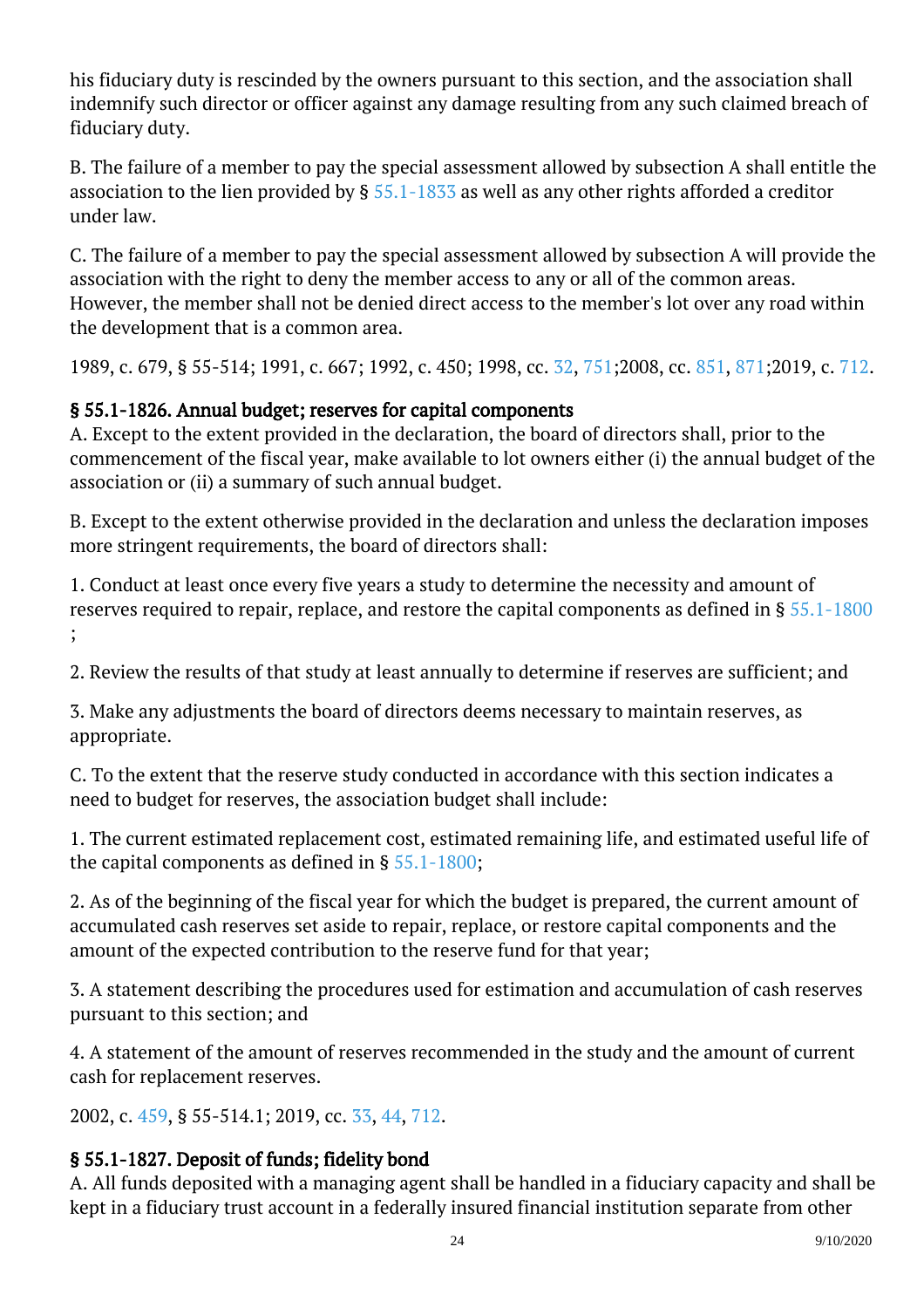his fiduciary duty is rescinded by the owners pursuant to this section, and the association shall indemnify such director or officer against any damage resulting from any such claimed breach of fiduciary duty.

B. The failure of a member to pay the special assessment allowed by subsection A shall entitle the association to the lien provided by § 55.1-1833 as well as any other rights afforded a creditor under law.

C. The failure of a member to pay the special assessment allowed by subsection A will provide the association with the right to deny the member access to any or all of the common areas. However, the member shall not be denied direct access to the member's lot over any road within the development that is a common area.

1989, c. 679, § 55-514; 1991, c. 667; 1992, c. 450; 1998, cc. 32, 751;2008, cc. 851, 871;2019, c. 712.

## § 55.1-1826. Annual budget; reserves for capital components

A. Except to the extent provided in the declaration, the board of directors shall, prior to the commencement of the fiscal year, make available to lot owners either (i) the annual budget of the association or (ii) a summary of such annual budget.

B. Except to the extent otherwise provided in the declaration and unless the declaration imposes more stringent requirements, the board of directors shall:

1. Conduct at least once every five years a study to determine the necessity and amount of reserves required to repair, replace, and restore the capital components as defined in § 55.1-1800 ;

2. Review the results of that study at least annually to determine if reserves are sufficient; and

3. Make any adjustments the board of directors deems necessary to maintain reserves, as appropriate.

C. To the extent that the reserve study conducted in accordance with this section indicates a need to budget for reserves, the association budget shall include:

1. The current estimated replacement cost, estimated remaining life, and estimated useful life of the capital components as defined in § 55.1-1800;

2. As of the beginning of the fiscal year for which the budget is prepared, the current amount of accumulated cash reserves set aside to repair, replace, or restore capital components and the amount of the expected contribution to the reserve fund for that year;

3. A statement describing the procedures used for estimation and accumulation of cash reserves pursuant to this section; and

4. A statement of the amount of reserves recommended in the study and the amount of current cash for replacement reserves.

2002, c. 459, § 55-514.1; 2019, cc. 33, 44, 712.

## § 55.1-1827. Deposit of funds; fidelity bond

A. All funds deposited with a managing agent shall be handled in a fiduciary capacity and shall be kept in a fiduciary trust account in a federally insured financial institution separate from other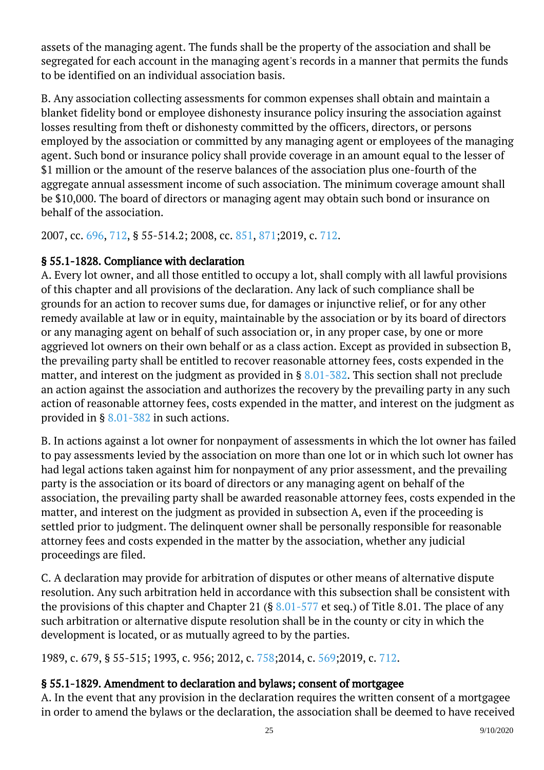assets of the managing agent. The funds shall be the property of the association and shall be segregated for each account in the managing agent's records in a manner that permits the funds to be identified on an individual association basis.

B. Any association collecting assessments for common expenses shall obtain and maintain a blanket fidelity bond or employee dishonesty insurance policy insuring the association against losses resulting from theft or dishonesty committed by the officers, directors, or persons employed by the association or committed by any managing agent or employees of the managing agent. Such bond or insurance policy shall provide coverage in an amount equal to the lesser of $1 million or the amount of the reserve balances of the association plus one-fourth of the aggregate annual assessment income of such association. The minimum coverage amount shall be $10,000. The board of directors or managing agent may obtain such bond or insurance on behalf of the association.

2007, cc. 696, 712, § 55-514.2; 2008, cc. 851, 871;2019, c. 712.

### § 55.1-1828. Compliance with declaration

A. Every lot owner, and all those entitled to occupy a lot, shall comply with all lawful provisions of this chapter and all provisions of the declaration. Any lack of such compliance shall be grounds for an action to recover sums due, for damages or injunctive relief, or for any other remedy available at law or in equity, maintainable by the association or by its board of directors or any managing agent on behalf of such association or, in any proper case, by one or more aggrieved lot owners on their own behalf or as a class action. Except as provided in subsection B, the prevailing party shall be entitled to recover reasonable attorney fees, costs expended in the matter, and interest on the judgment as provided in § 8.01-382. This section shall not preclude an action against the association and authorizes the recovery by the prevailing party in any such action of reasonable attorney fees, costs expended in the matter, and interest on the judgment as provided in § 8.01-382 in such actions.

B. In actions against a lot owner for nonpayment of assessments in which the lot owner has failed to pay assessments levied by the association on more than one lot or in which such lot owner has had legal actions taken against him for nonpayment of any prior assessment, and the prevailing party is the association or its board of directors or any managing agent on behalf of the association, the prevailing party shall be awarded reasonable attorney fees, costs expended in the matter, and interest on the judgment as provided in subsection A, even if the proceeding is settled prior to judgment. The delinquent owner shall be personally responsible for reasonable attorney fees and costs expended in the matter by the association, whether any judicial proceedings are filed.

C. A declaration may provide for arbitration of disputes or other means of alternative dispute resolution. Any such arbitration held in accordance with this subsection shall be consistent with the provisions of this chapter and Chapter 21 (§ 8.01-577 et seq.) of Title 8.01. The place of any such arbitration or alternative dispute resolution shall be in the county or city in which the development is located, or as mutually agreed to by the parties.

1989, c. 679, § 55-515; 1993, c. 956; 2012, c. 758;2014, c. 569;2019, c. 712.

### § 55.1-1829. Amendment to declaration and bylaws; consent of mortgagee

A. In the event that any provision in the declaration requires the written consent of a mortgagee in order to amend the bylaws or the declaration, the association shall be deemed to have received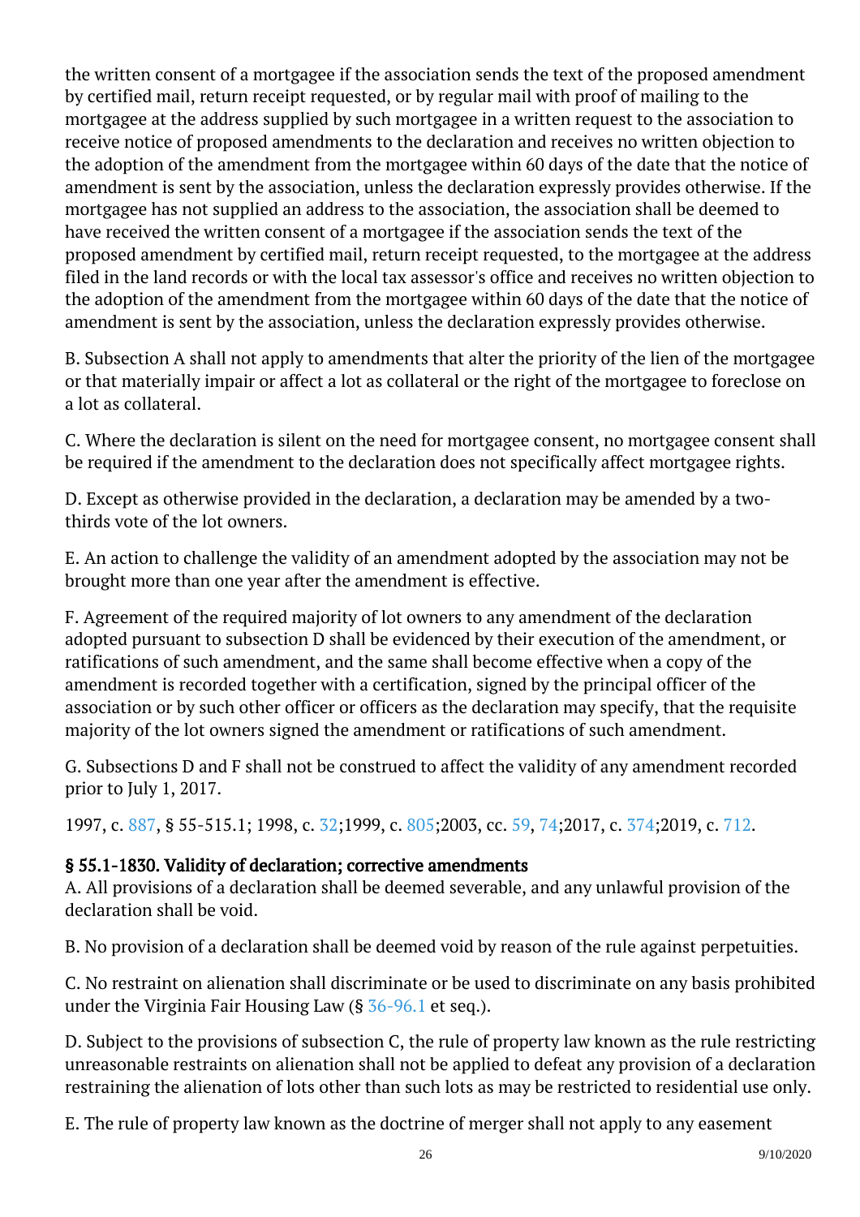the written consent of a mortgagee if the association sends the text of the proposed amendment by certified mail, return receipt requested, or by regular mail with proof of mailing to the mortgagee at the address supplied by such mortgagee in a written request to the association to receive notice of proposed amendments to the declaration and receives no written objection to the adoption of the amendment from the mortgagee within 60 days of the date that the notice of amendment is sent by the association, unless the declaration expressly provides otherwise. If the mortgagee has not supplied an address to the association, the association shall be deemed to have received the written consent of a mortgagee if the association sends the text of the proposed amendment by certified mail, return receipt requested, to the mortgagee at the address filed in the land records or with the local tax assessor's office and receives no written objection to the adoption of the amendment from the mortgagee within 60 days of the date that the notice of amendment is sent by the association, unless the declaration expressly provides otherwise.

B. Subsection A shall not apply to amendments that alter the priority of the lien of the mortgagee or that materially impair or affect a lot as collateral or the right of the mortgagee to foreclose on a lot as collateral.

C. Where the declaration is silent on the need for mortgagee consent, no mortgagee consent shall be required if the amendment to the declaration does not specifically affect mortgagee rights.

D. Except as otherwise provided in the declaration, a declaration may be amended by a two-thirds vote of the lot owners.

E. An action to challenge the validity of an amendment adopted by the association may not be brought more than one year after the amendment is effective.

F. Agreement of the required majority of lot owners to any amendment of the declaration adopted pursuant to subsection D shall be evidenced by their execution of the amendment, or ratifications of such amendment, and the same shall become effective when a copy of the amendment is recorded together with a certification, signed by the principal officer of the association or by such other officer or officers as the declaration may specify, that the requisite majority of the lot owners signed the amendment or ratifications of such amendment.

G. Subsections D and F shall not be construed to affect the validity of any amendment recorded prior to July 1, 2017.

1997, c. 887, § 55-515.1; 1998, c. 32;1999, c. 805;2003, cc. 59, 74;2017, c. 374;2019, c. 712.

### § 55.1-1830. Validity of declaration; corrective amendments

A. All provisions of a declaration shall be deemed severable, and any unlawful provision of the declaration shall be void.

B. No provision of a declaration shall be deemed void by reason of the rule against perpetuities.

C. No restraint on alienation shall discriminate or be used to discriminate on any basis prohibited under the Virginia Fair Housing Law (§ 36-96.1 et seq.).

D. Subject to the provisions of subsection C, the rule of property law known as the rule restricting unreasonable restraints on alienation shall not be applied to defeat any provision of a declaration restraining the alienation of lots other than such lots as may be restricted to residential use only.

E. The rule of property law known as the doctrine of merger shall not apply to any easement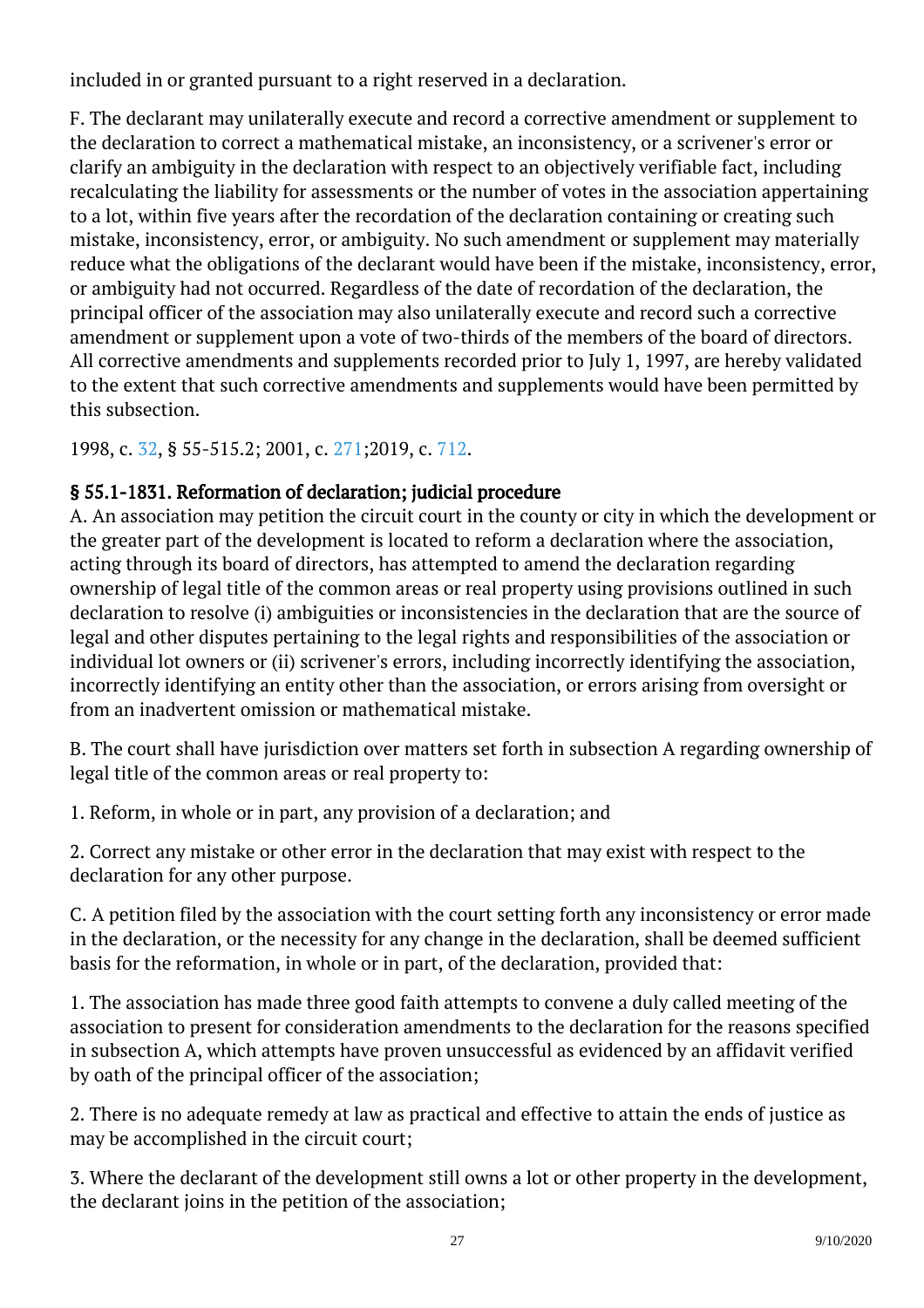included in or granted pursuant to a right reserved in a declaration.

F. The declarant may unilaterally execute and record a corrective amendment or supplement to the declaration to correct a mathematical mistake, an inconsistency, or a scrivener's error or clarify an ambiguity in the declaration with respect to an objectively verifiable fact, including recalculating the liability for assessments or the number of votes in the association appertaining to a lot, within five years after the recordation of the declaration containing or creating such mistake, inconsistency, error, or ambiguity. No such amendment or supplement may materially reduce what the obligations of the declarant would have been if the mistake, inconsistency, error, or ambiguity had not occurred. Regardless of the date of recordation of the declaration, the principal officer of the association may also unilaterally execute and record such a corrective amendment or supplement upon a vote of two-thirds of the members of the board of directors. All corrective amendments and supplements recorded prior to July 1, 1997, are hereby validated to the extent that such corrective amendments and supplements would have been permitted by this subsection.

1998, c. 32, § 55-515.2; 2001, c. 271;2019, c. 712.

## § 55.1-1831. Reformation of declaration; judicial procedure

A. An association may petition the circuit court in the county or city in which the development or the greater part of the development is located to reform a declaration where the association, acting through its board of directors, has attempted to amend the declaration regarding ownership of legal title of the common areas or real property using provisions outlined in such declaration to resolve (i) ambiguities or inconsistencies in the declaration that are the source of legal and other disputes pertaining to the legal rights and responsibilities of the association or individual lot owners or (ii) scrivener's errors, including incorrectly identifying the association, incorrectly identifying an entity other than the association, or errors arising from oversight or from an inadvertent omission or mathematical mistake.

B. The court shall have jurisdiction over matters set forth in subsection A regarding ownership of legal title of the common areas or real property to:

1. Reform, in whole or in part, any provision of a declaration; and

2. Correct any mistake or other error in the declaration that may exist with respect to the declaration for any other purpose.

C. A petition filed by the association with the court setting forth any inconsistency or error made in the declaration, or the necessity for any change in the declaration, shall be deemed sufficient basis for the reformation, in whole or in part, of the declaration, provided that:

1. The association has made three good faith attempts to convene a duly called meeting of the association to present for consideration amendments to the declaration for the reasons specified in subsection A, which attempts have proven unsuccessful as evidenced by an affidavit verified by oath of the principal officer of the association;

2. There is no adequate remedy at law as practical and effective to attain the ends of justice as may be accomplished in the circuit court;

3. Where the declarant of the development still owns a lot or other property in the development, the declarant joins in the petition of the association;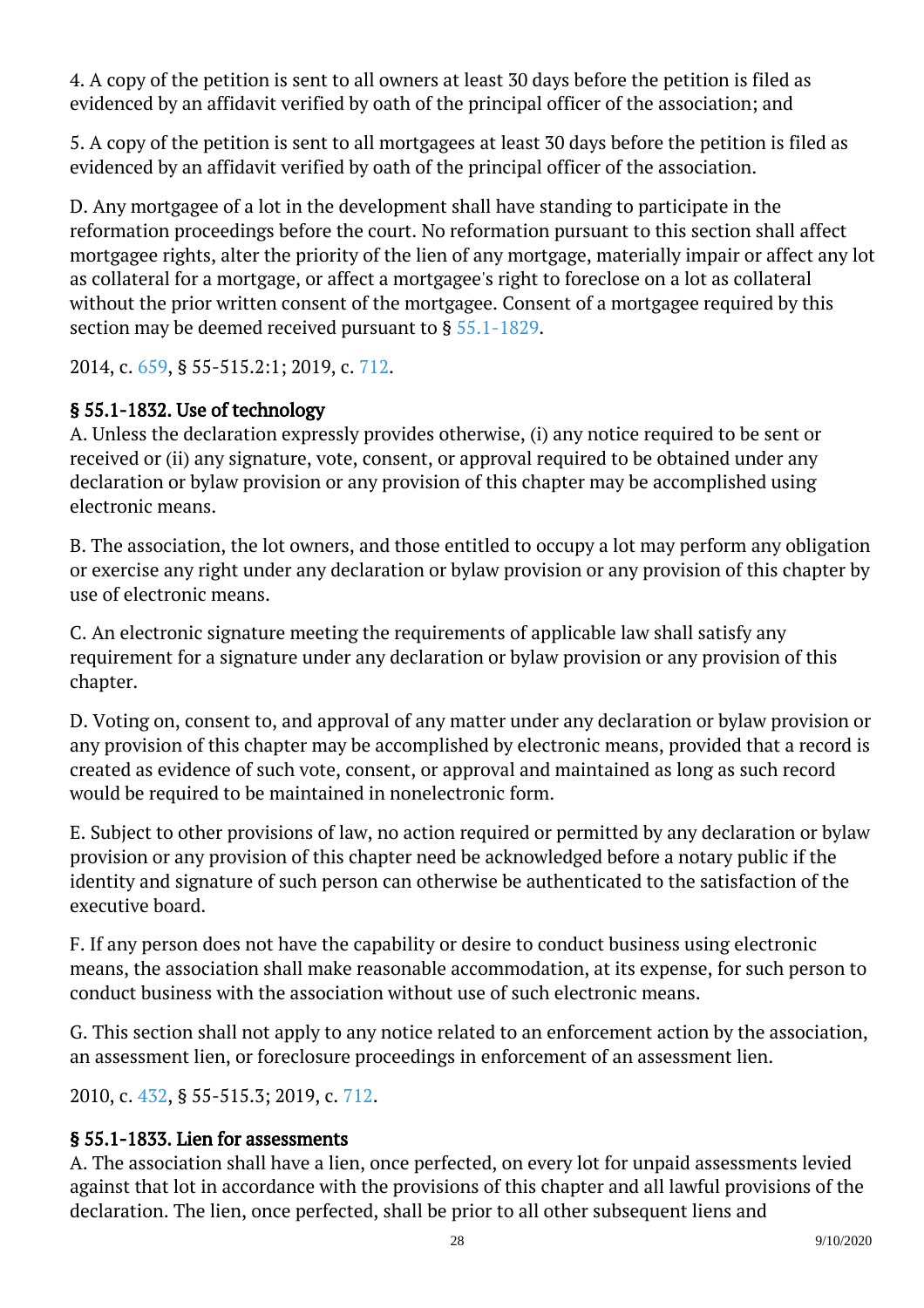4. A copy of the petition is sent to all owners at least 30 days before the petition is filed as evidenced by an affidavit verified by oath of the principal officer of the association; and

5. A copy of the petition is sent to all mortgagees at least 30 days before the petition is filed as evidenced by an affidavit verified by oath of the principal officer of the association.

D. Any mortgagee of a lot in the development shall have standing to participate in the reformation proceedings before the court. No reformation pursuant to this section shall affect mortgagee rights, alter the priority of the lien of any mortgage, materially impair or affect any lot as collateral for a mortgage, or affect a mortgagee's right to foreclose on a lot as collateral without the prior written consent of the mortgagee. Consent of a mortgagee required by this section may be deemed received pursuant to § 55.1-1829.

2014, c. 659, § 55-515.2:1; 2019, c. 712.

### § 55.1-1832. Use of technology

A. Unless the declaration expressly provides otherwise, (i) any notice required to be sent or received or (ii) any signature, vote, consent, or approval required to be obtained under any declaration or bylaw provision or any provision of this chapter may be accomplished using electronic means.

B. The association, the lot owners, and those entitled to occupy a lot may perform any obligation or exercise any right under any declaration or bylaw provision or any provision of this chapter by use of electronic means.

C. An electronic signature meeting the requirements of applicable law shall satisfy any requirement for a signature under any declaration or bylaw provision or any provision of this chapter.

D. Voting on, consent to, and approval of any matter under any declaration or bylaw provision or any provision of this chapter may be accomplished by electronic means, provided that a record is created as evidence of such vote, consent, or approval and maintained as long as such record would be required to be maintained in nonelectronic form.

E. Subject to other provisions of law, no action required or permitted by any declaration or bylaw provision or any provision of this chapter need be acknowledged before a notary public if the identity and signature of such person can otherwise be authenticated to the satisfaction of the executive board.

F. If any person does not have the capability or desire to conduct business using electronic means, the association shall make reasonable accommodation, at its expense, for such person to conduct business with the association without use of such electronic means.

G. This section shall not apply to any notice related to an enforcement action by the association, an assessment lien, or foreclosure proceedings in enforcement of an assessment lien.

2010, c. 432, § 55-515.3; 2019, c. 712.

### § 55.1-1833. Lien for assessments

A. The association shall have a lien, once perfected, on every lot for unpaid assessments levied against that lot in accordance with the provisions of this chapter and all lawful provisions of the declaration. The lien, once perfected, shall be prior to all other subsequent liens and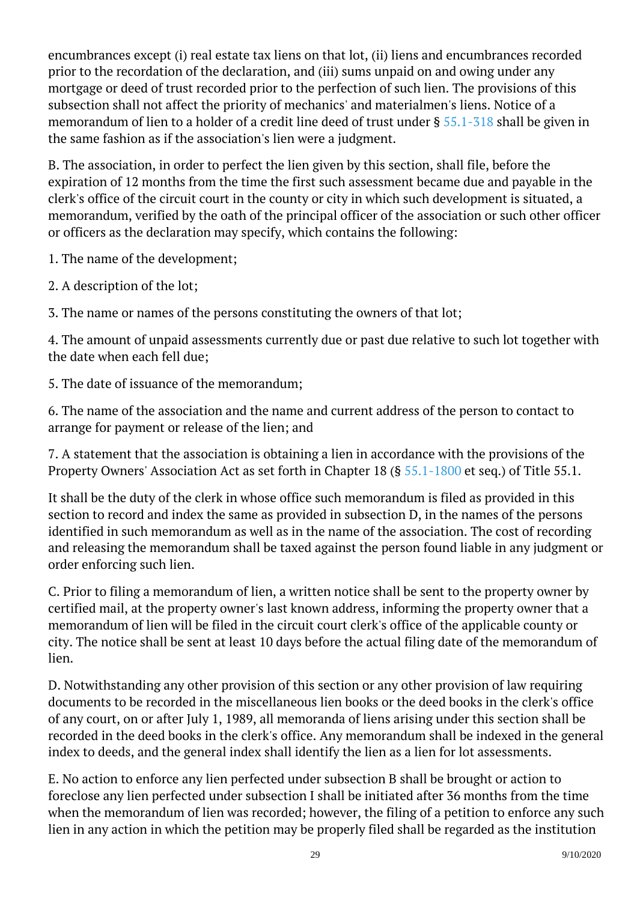encumbrances except (i) real estate tax liens on that lot, (ii) liens and encumbrances recorded prior to the recordation of the declaration, and (iii) sums unpaid on and owing under any mortgage or deed of trust recorded prior to the perfection of such lien. The provisions of this subsection shall not affect the priority of mechanics' and materialmen's liens. Notice of a memorandum of lien to a holder of a credit line deed of trust under § 55.1-318 shall be given in the same fashion as if the association's lien were a judgment.

B. The association, in order to perfect the lien given by this section, shall file, before the expiration of 12 months from the time the first such assessment became due and payable in the clerk's office of the circuit court in the county or city in which such development is situated, a memorandum, verified by the oath of the principal officer of the association or such other officer or officers as the declaration may specify, which contains the following:

1. The name of the development;

2. A description of the lot;

3. The name or names of the persons constituting the owners of that lot;

4. The amount of unpaid assessments currently due or past due relative to such lot together with the date when each fell due;

5. The date of issuance of the memorandum;

6. The name of the association and the name and current address of the person to contact to arrange for payment or release of the lien; and

7. A statement that the association is obtaining a lien in accordance with the provisions of the Property Owners' Association Act as set forth in Chapter 18 (§ 55.1-1800 et seq.) of Title 55.1.

It shall be the duty of the clerk in whose office such memorandum is filed as provided in this section to record and index the same as provided in subsection D, in the names of the persons identified in such memorandum as well as in the name of the association. The cost of recording and releasing the memorandum shall be taxed against the person found liable in any judgment or order enforcing such lien.

C. Prior to filing a memorandum of lien, a written notice shall be sent to the property owner by certified mail, at the property owner's last known address, informing the property owner that a memorandum of lien will be filed in the circuit court clerk's office of the applicable county or city. The notice shall be sent at least 10 days before the actual filing date of the memorandum of lien.

D. Notwithstanding any other provision of this section or any other provision of law requiring documents to be recorded in the miscellaneous lien books or the deed books in the clerk's office of any court, on or after July 1, 1989, all memoranda of liens arising under this section shall be recorded in the deed books in the clerk's office. Any memorandum shall be indexed in the general index to deeds, and the general index shall identify the lien as a lien for lot assessments.

E. No action to enforce any lien perfected under subsection B shall be brought or action to foreclose any lien perfected under subsection I shall be initiated after 36 months from the time when the memorandum of lien was recorded; however, the filing of a petition to enforce any such lien in any action in which the petition may be properly filed shall be regarded as the institution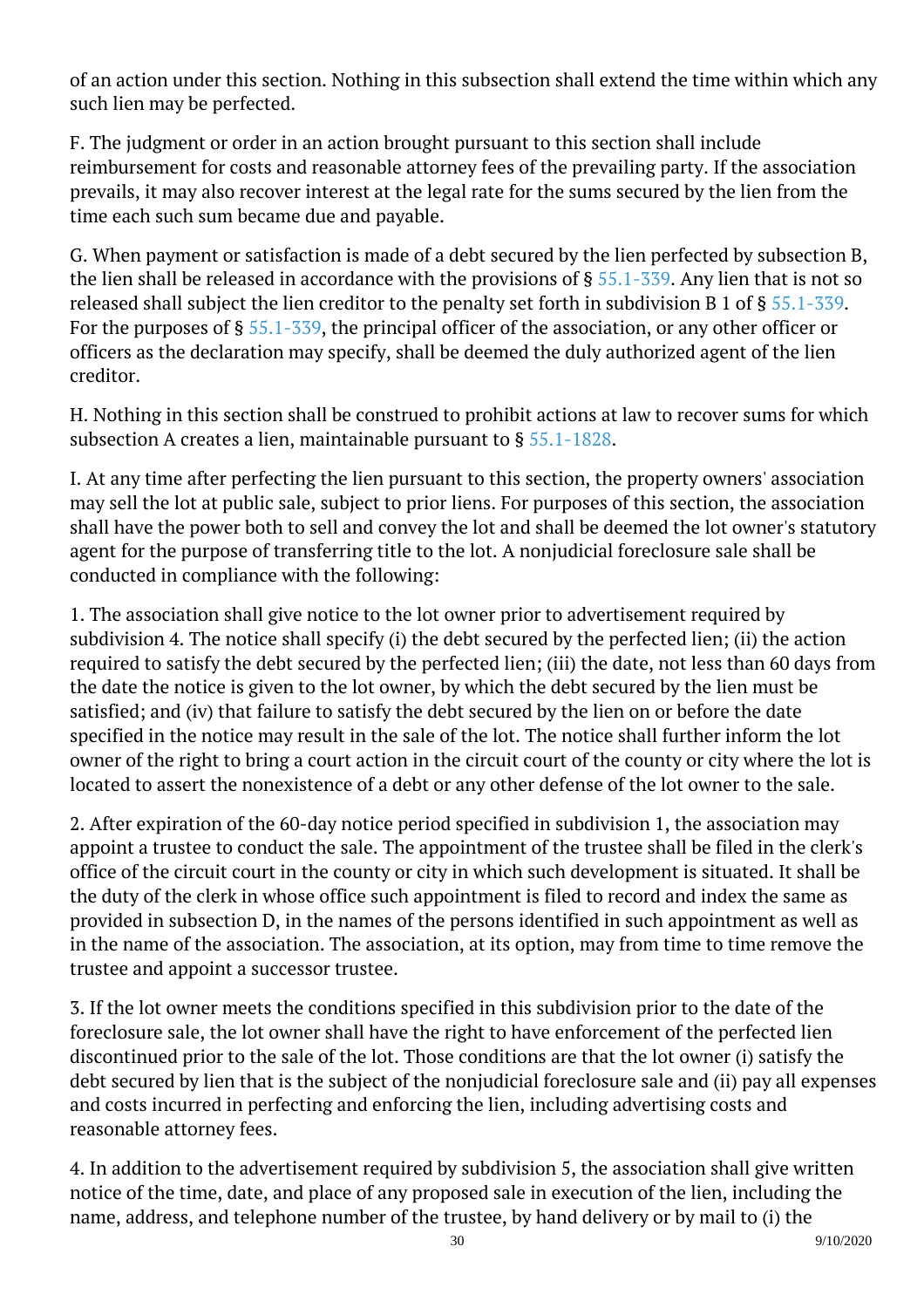of an action under this section. Nothing in this subsection shall extend the time within which any such lien may be perfected.

F. The judgment or order in an action brought pursuant to this section shall include reimbursement for costs and reasonable attorney fees of the prevailing party. If the association prevails, it may also recover interest at the legal rate for the sums secured by the lien from the time each such sum became due and payable.

G. When payment or satisfaction is made of a debt secured by the lien perfected by subsection B, the lien shall be released in accordance with the provisions of § 55.1-339. Any lien that is not so released shall subject the lien creditor to the penalty set forth in subdivision B 1 of § 55.1-339. For the purposes of § 55.1-339, the principal officer of the association, or any other officer or officers as the declaration may specify, shall be deemed the duly authorized agent of the lien creditor.

H. Nothing in this section shall be construed to prohibit actions at law to recover sums for which subsection A creates a lien, maintainable pursuant to § 55.1-1828.

I. At any time after perfecting the lien pursuant to this section, the property owners' association may sell the lot at public sale, subject to prior liens. For purposes of this section, the association shall have the power both to sell and convey the lot and shall be deemed the lot owner's statutory agent for the purpose of transferring title to the lot. A nonjudicial foreclosure sale shall be conducted in compliance with the following:

1. The association shall give notice to the lot owner prior to advertisement required by subdivision 4. The notice shall specify (i) the debt secured by the perfected lien; (ii) the action required to satisfy the debt secured by the perfected lien; (iii) the date, not less than 60 days from the date the notice is given to the lot owner, by which the debt secured by the lien must be satisfied; and (iv) that failure to satisfy the debt secured by the lien on or before the date specified in the notice may result in the sale of the lot. The notice shall further inform the lot owner of the right to bring a court action in the circuit court of the county or city where the lot is located to assert the nonexistence of a debt or any other defense of the lot owner to the sale.

2. After expiration of the 60-day notice period specified in subdivision 1, the association may appoint a trustee to conduct the sale. The appointment of the trustee shall be filed in the clerk's office of the circuit court in the county or city in which such development is situated. It shall be the duty of the clerk in whose office such appointment is filed to record and index the same as provided in subsection D, in the names of the persons identified in such appointment as well as in the name of the association. The association, at its option, may from time to time remove the trustee and appoint a successor trustee.

3. If the lot owner meets the conditions specified in this subdivision prior to the date of the foreclosure sale, the lot owner shall have the right to have enforcement of the perfected lien discontinued prior to the sale of the lot. Those conditions are that the lot owner (i) satisfy the debt secured by lien that is the subject of the nonjudicial foreclosure sale and (ii) pay all expenses and costs incurred in perfecting and enforcing the lien, including advertising costs and reasonable attorney fees.

4. In addition to the advertisement required by subdivision 5, the association shall give written notice of the time, date, and place of any proposed sale in execution of the lien, including the name, address, and telephone number of the trustee, by hand delivery or by mail to (i) the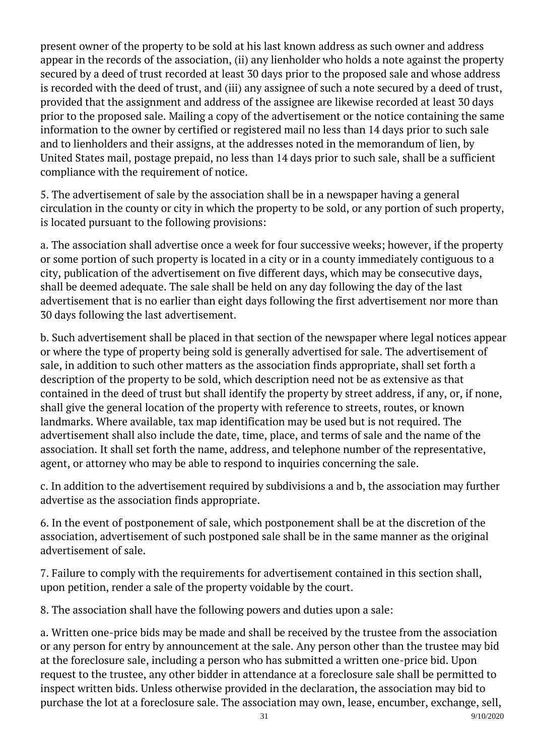present owner of the property to be sold at his last known address as such owner and address appear in the records of the association, (ii) any lienholder who holds a note against the property secured by a deed of trust recorded at least 30 days prior to the proposed sale and whose address is recorded with the deed of trust, and (iii) any assignee of such a note secured by a deed of trust, provided that the assignment and address of the assignee are likewise recorded at least 30 days prior to the proposed sale. Mailing a copy of the advertisement or the notice containing the same information to the owner by certified or registered mail no less than 14 days prior to such sale and to lienholders and their assigns, at the addresses noted in the memorandum of lien, by United States mail, postage prepaid, no less than 14 days prior to such sale, shall be a sufficient compliance with the requirement of notice.

5. The advertisement of sale by the association shall be in a newspaper having a general circulation in the county or city in which the property to be sold, or any portion of such property, is located pursuant to the following provisions:

a. The association shall advertise once a week for four successive weeks; however, if the property or some portion of such property is located in a city or in a county immediately contiguous to a city, publication of the advertisement on five different days, which may be consecutive days, shall be deemed adequate. The sale shall be held on any day following the day of the last advertisement that is no earlier than eight days following the first advertisement nor more than 30 days following the last advertisement.

b. Such advertisement shall be placed in that section of the newspaper where legal notices appear or where the type of property being sold is generally advertised for sale. The advertisement of sale, in addition to such other matters as the association finds appropriate, shall set forth a description of the property to be sold, which description need not be as extensive as that contained in the deed of trust but shall identify the property by street address, if any, or, if none, shall give the general location of the property with reference to streets, routes, or known landmarks. Where available, tax map identification may be used but is not required. The advertisement shall also include the date, time, place, and terms of sale and the name of the association. It shall set forth the name, address, and telephone number of the representative, agent, or attorney who may be able to respond to inquiries concerning the sale.

c. In addition to the advertisement required by subdivisions a and b, the association may further advertise as the association finds appropriate.

6. In the event of postponement of sale, which postponement shall be at the discretion of the association, advertisement of such postponed sale shall be in the same manner as the original advertisement of sale.

7. Failure to comply with the requirements for advertisement contained in this section shall, upon petition, render a sale of the property voidable by the court.

8. The association shall have the following powers and duties upon a sale:

a. Written one-price bids may be made and shall be received by the trustee from the association or any person for entry by announcement at the sale. Any person other than the trustee may bid at the foreclosure sale, including a person who has submitted a written one-price bid. Upon request to the trustee, any other bidder in attendance at a foreclosure sale shall be permitted to inspect written bids. Unless otherwise provided in the declaration, the association may bid to purchase the lot at a foreclosure sale. The association may own, lease, encumber, exchange, sell,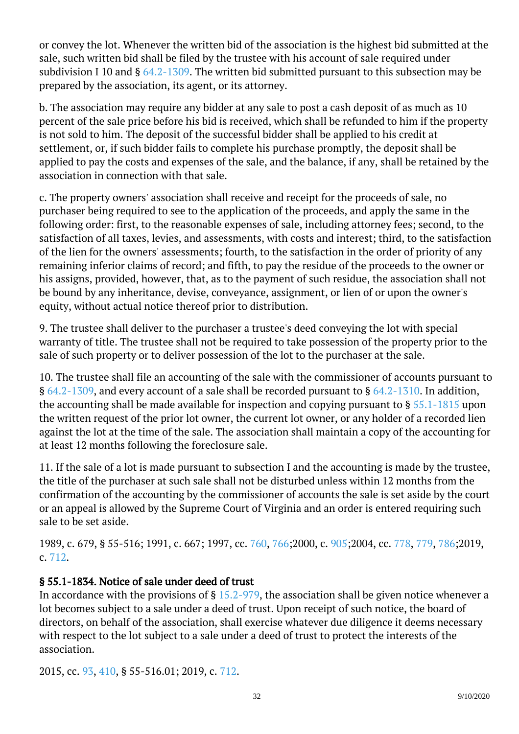or convey the lot. Whenever the written bid of the association is the highest bid submitted at the sale, such written bid shall be filed by the trustee with his account of sale required under subdivision I 10 and § 64.2-1309. The written bid submitted pursuant to this subsection may be prepared by the association, its agent, or its attorney.

b. The association may require any bidder at any sale to post a cash deposit of as much as 10 percent of the sale price before his bid is received, which shall be refunded to him if the property is not sold to him. The deposit of the successful bidder shall be applied to his credit at settlement, or, if such bidder fails to complete his purchase promptly, the deposit shall be applied to pay the costs and expenses of the sale, and the balance, if any, shall be retained by the association in connection with that sale.

c. The property owners' association shall receive and receipt for the proceeds of sale, no purchaser being required to see to the application of the proceeds, and apply the same in the following order: first, to the reasonable expenses of sale, including attorney fees; second, to the satisfaction of all taxes, levies, and assessments, with costs and interest; third, to the satisfaction of the lien for the owners' assessments; fourth, to the satisfaction in the order of priority of any remaining inferior claims of record; and fifth, to pay the residue of the proceeds to the owner or his assigns, provided, however, that, as to the payment of such residue, the association shall not be bound by any inheritance, devise, conveyance, assignment, or lien of or upon the owner's equity, without actual notice thereof prior to distribution.

9. The trustee shall deliver to the purchaser a trustee's deed conveying the lot with special warranty of title. The trustee shall not be required to take possession of the property prior to the sale of such property or to deliver possession of the lot to the purchaser at the sale.

10. The trustee shall file an accounting of the sale with the commissioner of accounts pursuant to § 64.2-1309, and every account of a sale shall be recorded pursuant to § 64.2-1310. In addition, the accounting shall be made available for inspection and copying pursuant to § 55.1-1815 upon the written request of the prior lot owner, the current lot owner, or any holder of a recorded lien against the lot at the time of the sale. The association shall maintain a copy of the accounting for at least 12 months following the foreclosure sale.

11. If the sale of a lot is made pursuant to subsection I and the accounting is made by the trustee, the title of the purchaser at such sale shall not be disturbed unless within 12 months from the confirmation of the accounting by the commissioner of accounts the sale is set aside by the court or an appeal is allowed by the Supreme Court of Virginia and an order is entered requiring such sale to be set aside.

1989, c. 679, § 55-516; 1991, c. 667; 1997, cc. 760, 766;2000, c. 905;2004, cc. 778, 779, 786;2019, c. 712.

### § 55.1-1834. Notice of sale under deed of trust

In accordance with the provisions of § 15.2-979, the association shall be given notice whenever a lot becomes subject to a sale under a deed of trust. Upon receipt of such notice, the board of directors, on behalf of the association, shall exercise whatever due diligence it deems necessary with respect to the lot subject to a sale under a deed of trust to protect the interests of the association.

2015, cc. 93, 410, § 55-516.01; 2019, c. 712.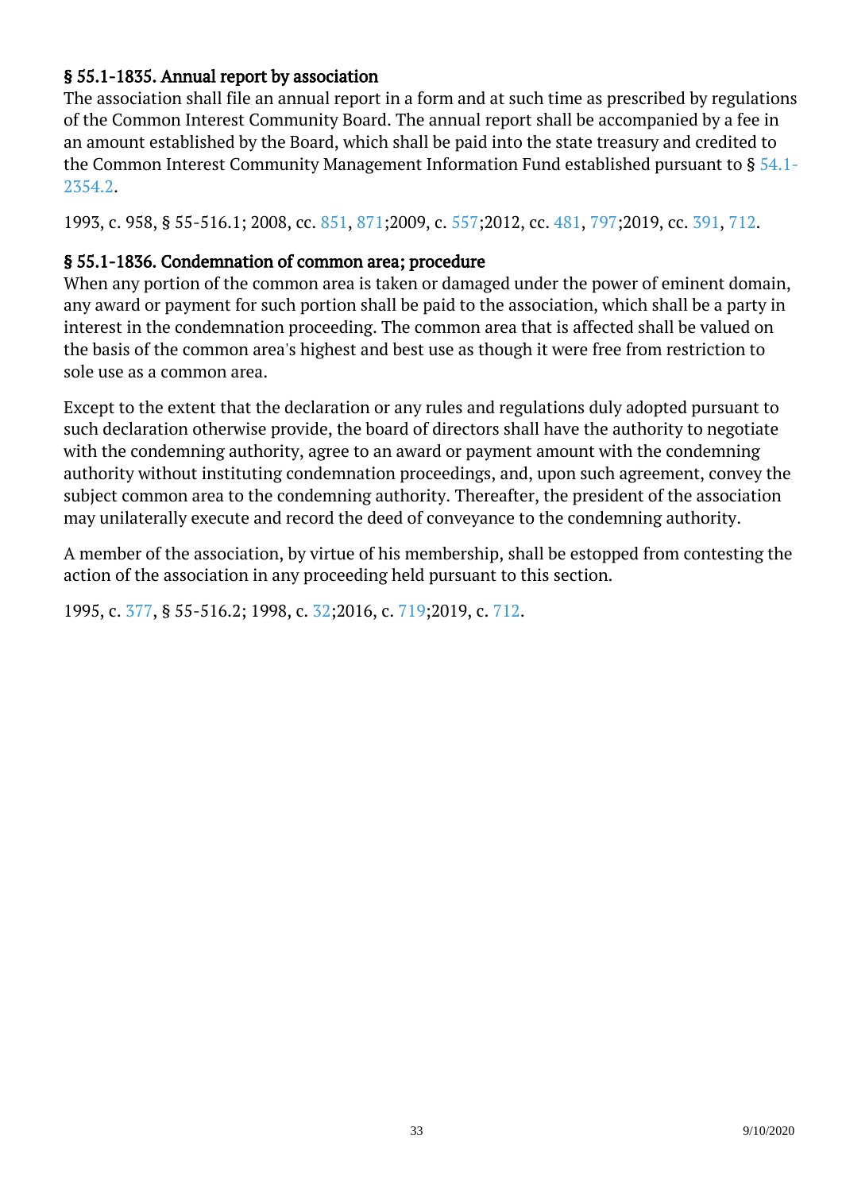### § 55.1-1835. Annual report by association

The association shall file an annual report in a form and at such time as prescribed by regulations of the Common Interest Community Board. The annual report shall be accompanied by a fee in an amount established by the Board, which shall be paid into the state treasury and credited to the Common Interest Community Management Information Fund established pursuant to § 54.1-2354.2.

1993, c. 958, § 55-516.1; 2008, cc. 851, 871;2009, c. 557;2012, cc. 481, 797;2019, cc. 391, 712.

### § 55.1-1836. Condemnation of common area; procedure

When any portion of the common area is taken or damaged under the power of eminent domain, any award or payment for such portion shall be paid to the association, which shall be a party in interest in the condemnation proceeding. The common area that is affected shall be valued on the basis of the common area's highest and best use as though it were free from restriction to sole use as a common area.

Except to the extent that the declaration or any rules and regulations duly adopted pursuant to such declaration otherwise provide, the board of directors shall have the authority to negotiate with the condemning authority, agree to an award or payment amount with the condemning authority without instituting condemnation proceedings, and, upon such agreement, convey the subject common area to the condemning authority. Thereafter, the president of the association may unilaterally execute and record the deed of conveyance to the condemning authority.

A member of the association, by virtue of his membership, shall be estopped from contesting the action of the association in any proceeding held pursuant to this section.

1995, c. 377, § 55-516.2; 1998, c. 32;2016, c. 719;2019, c. 712.